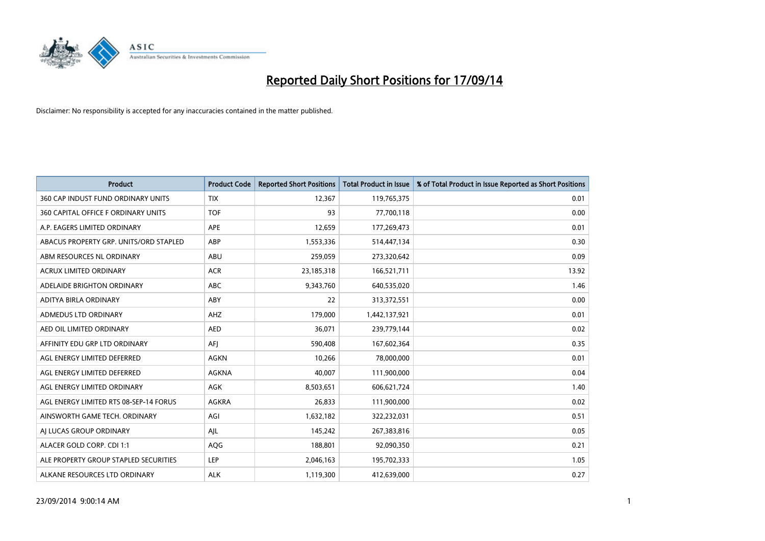# Reported Daily Short Positions for 17/09/14

Disclaimer: No responsibility is accepted for any inaccuracies contained in the matter published.

| Product | Product Code | Reported Short Positions | Total Product in Issue | % of Total Product in Issue Reported as Short Positions |
|---|---|---|---|---|
| 360 CAP INDUST FUND ORDINARY UNITS | TIX | 12,367 | 119,765,375 | 0.01 |
| 360 CAPITAL OFFICE F ORDINARY UNITS | TOF | 93 | 77,700,118 | 0.00 |
| A.P. EAGERS LIMITED ORDINARY | APE | 12,659 | 177,269,473 | 0.01 |
| ABACUS PROPERTY GRP. UNITS/ORD STAPLED | ABP | 1,553,336 | 514,447,134 | 0.30 |
| ABM RESOURCES NL ORDINARY | ABU | 259,059 | 273,320,642 | 0.09 |
| ACRUX LIMITED ORDINARY | ACR | 23,185,318 | 166,521,711 | 13.92 |
| ADELAIDE BRIGHTON ORDINARY | ABC | 9,343,760 | 640,535,020 | 1.46 |
| ADITYA BIRLA ORDINARY | ABY | 22 | 313,372,551 | 0.00 |
| ADMEDUS LTD ORDINARY | AHZ | 179,000 | 1,442,137,921 | 0.01 |
| AED OIL LIMITED ORDINARY | AED | 36,071 | 239,779,144 | 0.02 |
| AFFINITY EDU GRP LTD ORDINARY | AFJ | 590,408 | 167,602,364 | 0.35 |
| AGL ENERGY LIMITED DEFERRED | AGKN | 10,266 | 78,000,000 | 0.01 |
| AGL ENERGY LIMITED DEFERRED | AGKNA | 40,007 | 111,900,000 | 0.04 |
| AGL ENERGY LIMITED ORDINARY | AGK | 8,503,651 | 606,621,724 | 1.40 |
| AGL ENERGY LIMITED RTS 08-SEP-14 FORUS | AGKRA | 26,833 | 111,900,000 | 0.02 |
| AINSWORTH GAME TECH. ORDINARY | AGI | 1,632,182 | 322,232,031 | 0.51 |
| AJ LUCAS GROUP ORDINARY | AJL | 145,242 | 267,383,816 | 0.05 |
| ALACER GOLD CORP. CDI 1:1 | AQG | 188,801 | 92,090,350 | 0.21 |
| ALE PROPERTY GROUP STAPLED SECURITIES | LEP | 2,046,163 | 195,702,333 | 1.05 |
| ALKANE RESOURCES LTD ORDINARY | ALK | 1,119,300 | 412,639,000 | 0.27 |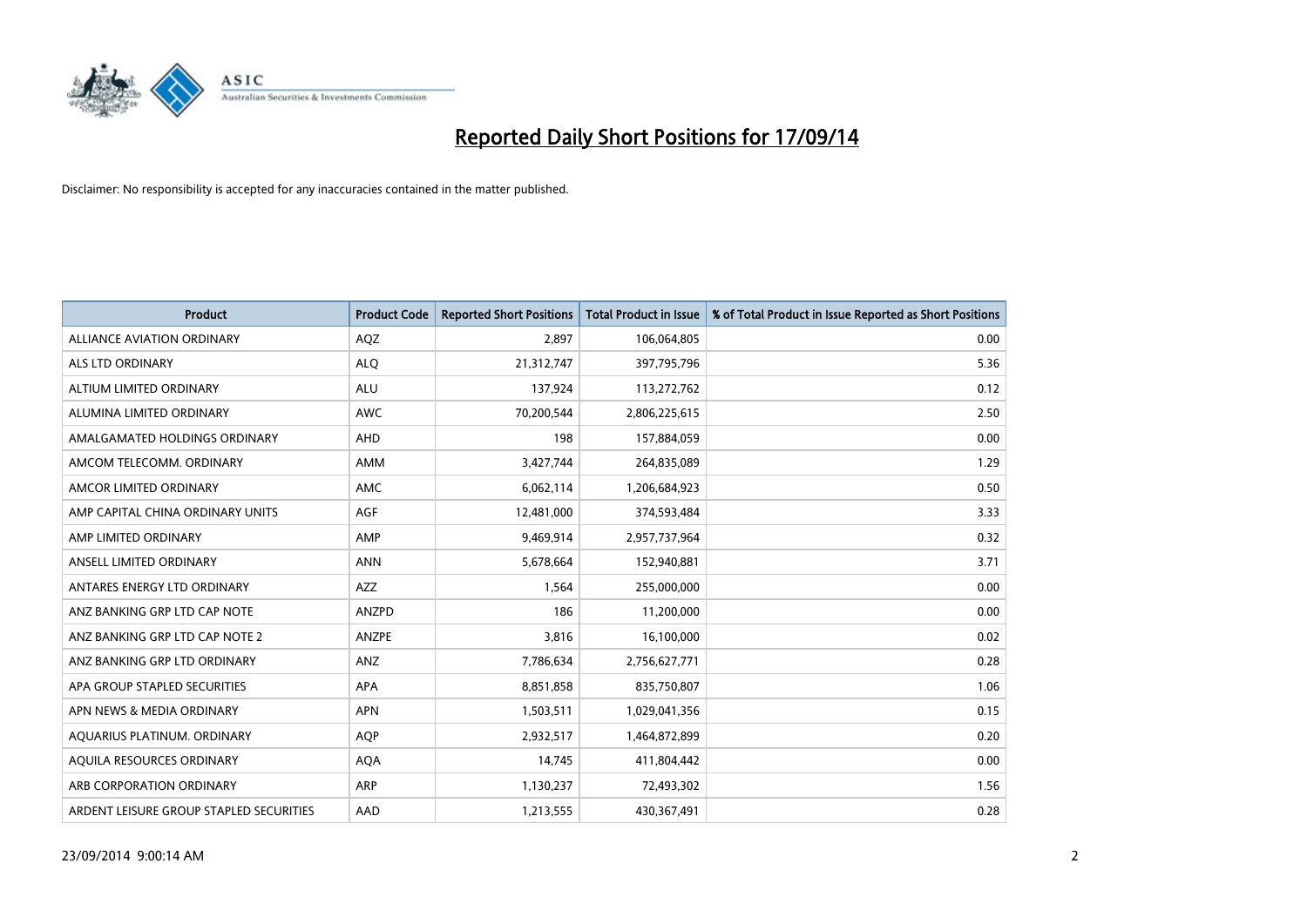# Reported Daily Short Positions for 17/09/14

Disclaimer: No responsibility is accepted for any inaccuracies contained in the matter published.

| Product | Product Code | Reported Short Positions | Total Product in Issue | % of Total Product in Issue Reported as Short Positions |
|---|---|---|---|---|
| ALLIANCE AVIATION ORDINARY | AQZ | 2,897 | 106,064,805 | 0.00 |
| ALS LTD ORDINARY | ALQ | 21,312,747 | 397,795,796 | 5.36 |
| ALTIUM LIMITED ORDINARY | ALU | 137,924 | 113,272,762 | 0.12 |
| ALUMINA LIMITED ORDINARY | AWC | 70,200,544 | 2,806,225,615 | 2.50 |
| AMALGAMATED HOLDINGS ORDINARY | AHD | 198 | 157,884,059 | 0.00 |
| AMCOM TELECOMM. ORDINARY | AMM | 3,427,744 | 264,835,089 | 1.29 |
| AMCOR LIMITED ORDINARY | AMC | 6,062,114 | 1,206,684,923 | 0.50 |
| AMP CAPITAL CHINA ORDINARY UNITS | AGF | 12,481,000 | 374,593,484 | 3.33 |
| AMP LIMITED ORDINARY | AMP | 9,469,914 | 2,957,737,964 | 0.32 |
| ANSELL LIMITED ORDINARY | ANN | 5,678,664 | 152,940,881 | 3.71 |
| ANTARES ENERGY LTD ORDINARY | AZZ | 1,564 | 255,000,000 | 0.00 |
| ANZ BANKING GRP LTD CAP NOTE | ANZPD | 186 | 11,200,000 | 0.00 |
| ANZ BANKING GRP LTD CAP NOTE 2 | ANZPE | 3,816 | 16,100,000 | 0.02 |
| ANZ BANKING GRP LTD ORDINARY | ANZ | 7,786,634 | 2,756,627,771 | 0.28 |
| APA GROUP STAPLED SECURITIES | APA | 8,851,858 | 835,750,807 | 1.06 |
| APN NEWS & MEDIA ORDINARY | APN | 1,503,511 | 1,029,041,356 | 0.15 |
| AQUARIUS PLATINUM. ORDINARY | AQP | 2,932,517 | 1,464,872,899 | 0.20 |
| AQUILA RESOURCES ORDINARY | AQA | 14,745 | 411,804,442 | 0.00 |
| ARB CORPORATION ORDINARY | ARP | 1,130,237 | 72,493,302 | 1.56 |
| ARDENT LEISURE GROUP STAPLED SECURITIES | AAD | 1,213,555 | 430,367,491 | 0.28 |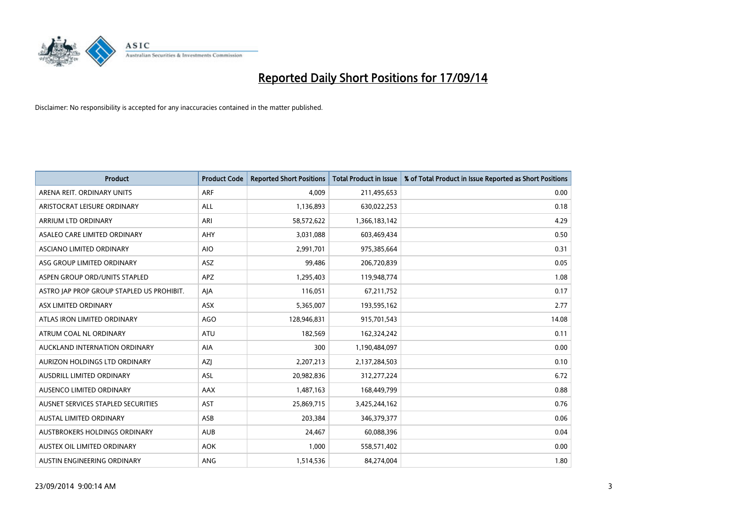# Reported Daily Short Positions for 17/09/14

Disclaimer: No responsibility is accepted for any inaccuracies contained in the matter published.

| Product | Product Code | Reported Short Positions | Total Product in Issue | % of Total Product in Issue Reported as Short Positions |
|---|---|---|---|---|
| ARENA REIT. ORDINARY UNITS | ARF | 4,009 | 211,495,653 | 0.00 |
| ARISTOCRAT LEISURE ORDINARY | ALL | 1,136,893 | 630,022,253 | 0.18 |
| ARRIUM LTD ORDINARY | ARI | 58,572,622 | 1,366,183,142 | 4.29 |
| ASALEO CARE LIMITED ORDINARY | AHY | 3,031,088 | 603,469,434 | 0.50 |
| ASCIANO LIMITED ORDINARY | AIO | 2,991,701 | 975,385,664 | 0.31 |
| ASG GROUP LIMITED ORDINARY | ASZ | 99,486 | 206,720,839 | 0.05 |
| ASPEN GROUP ORD/UNITS STAPLED | APZ | 1,295,403 | 119,948,774 | 1.08 |
| ASTRO JAP PROP GROUP STAPLED US PROHIBIT. | AJA | 116,051 | 67,211,752 | 0.17 |
| ASX LIMITED ORDINARY | ASX | 5,365,007 | 193,595,162 | 2.77 |
| ATLAS IRON LIMITED ORDINARY | AGO | 128,946,831 | 915,701,543 | 14.08 |
| ATRUM COAL NL ORDINARY | ATU | 182,569 | 162,324,242 | 0.11 |
| AUCKLAND INTERNATION ORDINARY | AIA | 300 | 1,190,484,097 | 0.00 |
| AURIZON HOLDINGS LTD ORDINARY | AZJ | 2,207,213 | 2,137,284,503 | 0.10 |
| AUSDRILL LIMITED ORDINARY | ASL | 20,982,836 | 312,277,224 | 6.72 |
| AUSENCO LIMITED ORDINARY | AAX | 1,487,163 | 168,449,799 | 0.88 |
| AUSNET SERVICES STAPLED SECURITIES | AST | 25,869,715 | 3,425,244,162 | 0.76 |
| AUSTAL LIMITED ORDINARY | ASB | 203,384 | 346,379,377 | 0.06 |
| AUSTBROKERS HOLDINGS ORDINARY | AUB | 24,467 | 60,088,396 | 0.04 |
| AUSTEX OIL LIMITED ORDINARY | AOK | 1,000 | 558,571,402 | 0.00 |
| AUSTIN ENGINEERING ORDINARY | ANG | 1,514,536 | 84,274,004 | 1.80 |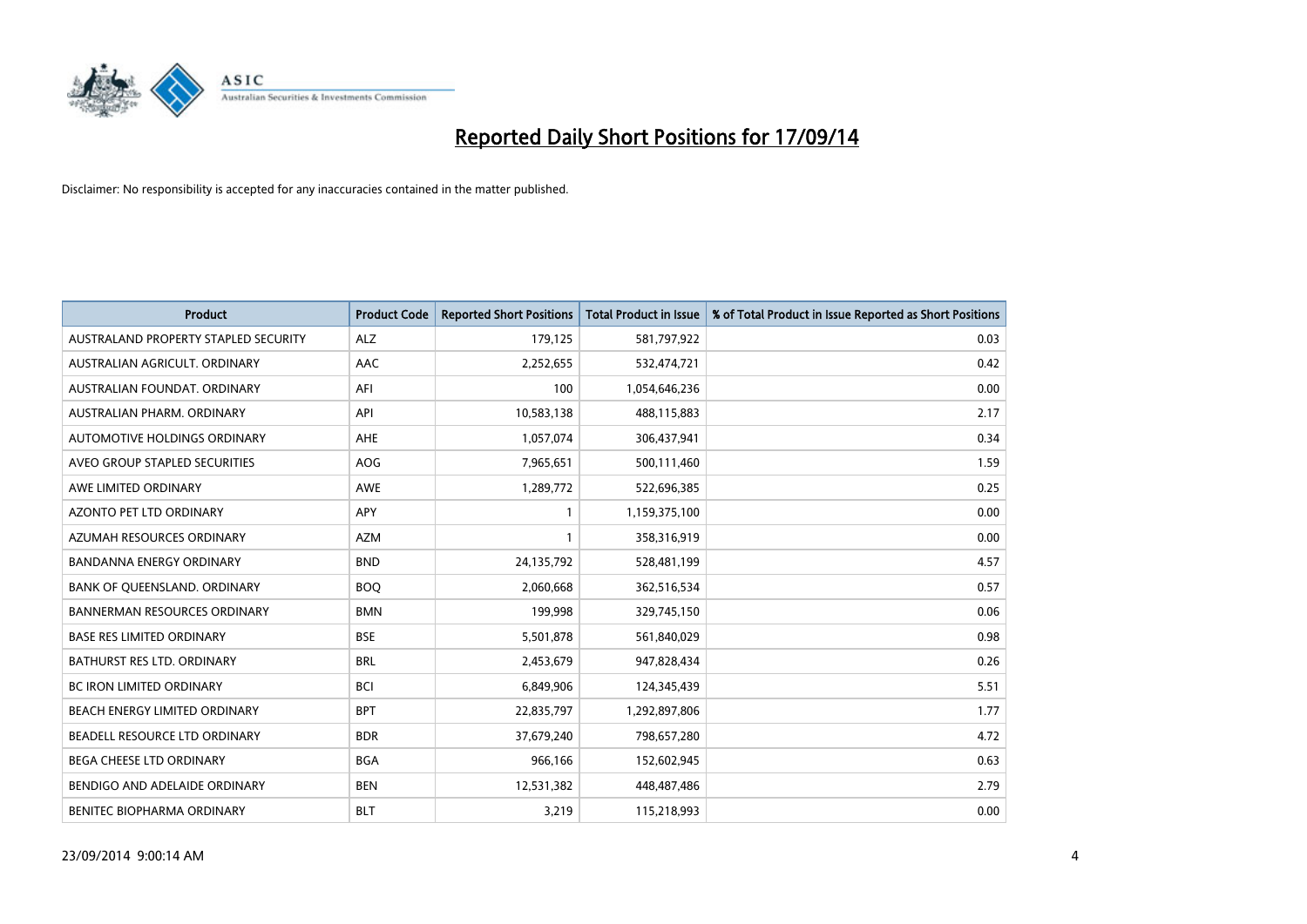# Reported Daily Short Positions for 17/09/14

Disclaimer: No responsibility is accepted for any inaccuracies contained in the matter published.

| Product | Product Code | Reported Short Positions | Total Product in Issue | % of Total Product in Issue Reported as Short Positions |
|---|---|---|---|---|
| AUSTRALAND PROPERTY STAPLED SECURITY | ALZ | 179,125 | 581,797,922 | 0.03 |
| AUSTRALIAN AGRICULT. ORDINARY | AAC | 2,252,655 | 532,474,721 | 0.42 |
| AUSTRALIAN FOUNDAT. ORDINARY | AFI | 100 | 1,054,646,236 | 0.00 |
| AUSTRALIAN PHARM. ORDINARY | API | 10,583,138 | 488,115,883 | 2.17 |
| AUTOMOTIVE HOLDINGS ORDINARY | AHE | 1,057,074 | 306,437,941 | 0.34 |
| AVEO GROUP STAPLED SECURITIES | AOG | 7,965,651 | 500,111,460 | 1.59 |
| AWE LIMITED ORDINARY | AWE | 1,289,772 | 522,696,385 | 0.25 |
| AZONTO PET LTD ORDINARY | APY | 1 | 1,159,375,100 | 0.00 |
| AZUMAH RESOURCES ORDINARY | AZM | 1 | 358,316,919 | 0.00 |
| BANDANNA ENERGY ORDINARY | BND | 24,135,792 | 528,481,199 | 4.57 |
| BANK OF QUEENSLAND. ORDINARY | BOQ | 2,060,668 | 362,516,534 | 0.57 |
| BANNERMAN RESOURCES ORDINARY | BMN | 199,998 | 329,745,150 | 0.06 |
| BASE RES LIMITED ORDINARY | BSE | 5,501,878 | 561,840,029 | 0.98 |
| BATHURST RES LTD. ORDINARY | BRL | 2,453,679 | 947,828,434 | 0.26 |
| BC IRON LIMITED ORDINARY | BCI | 6,849,906 | 124,345,439 | 5.51 |
| BEACH ENERGY LIMITED ORDINARY | BPT | 22,835,797 | 1,292,897,806 | 1.77 |
| BEADELL RESOURCE LTD ORDINARY | BDR | 37,679,240 | 798,657,280 | 4.72 |
| BEGA CHEESE LTD ORDINARY | BGA | 966,166 | 152,602,945 | 0.63 |
| BENDIGO AND ADELAIDE ORDINARY | BEN | 12,531,382 | 448,487,486 | 2.79 |
| BENITEC BIOPHARMA ORDINARY | BLT | 3,219 | 115,218,993 | 0.00 |

23/09/2014 9:00:14 AM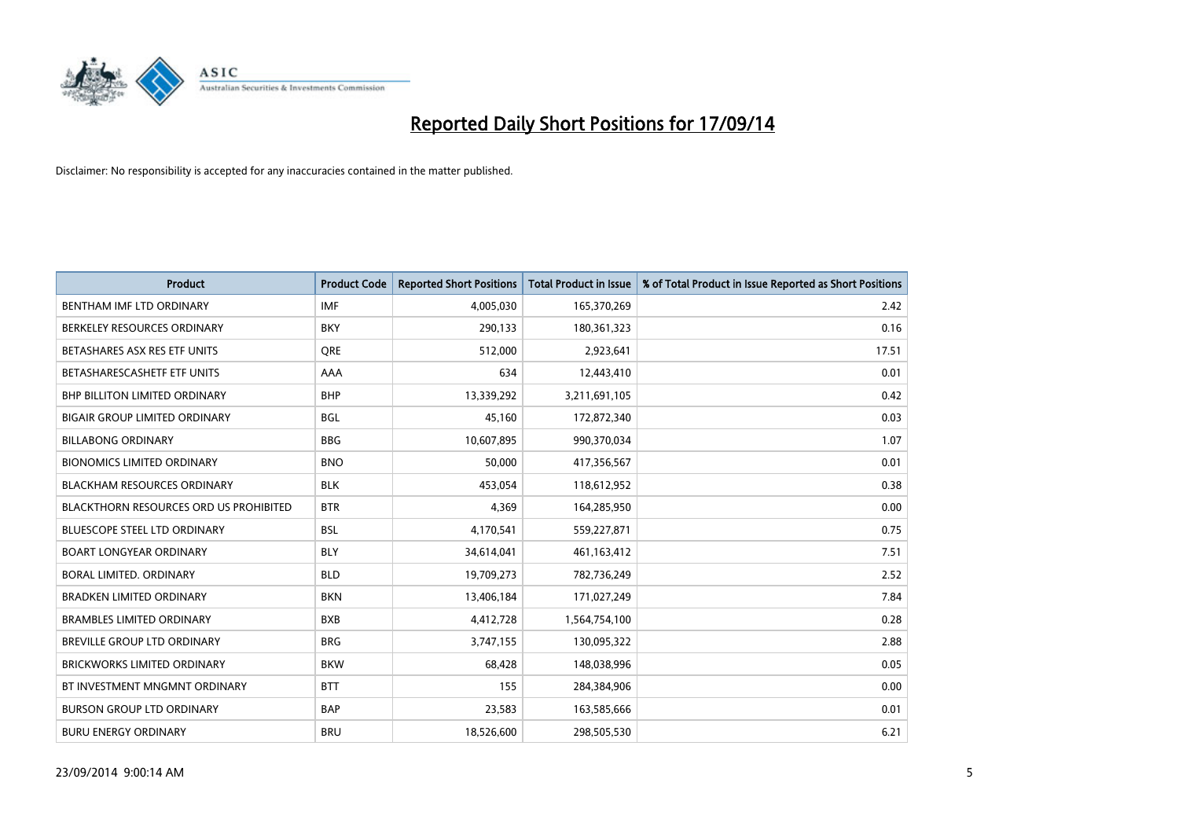# Reported Daily Short Positions for 17/09/14

Disclaimer: No responsibility is accepted for any inaccuracies contained in the matter published.

| Product | Product Code | Reported Short Positions | Total Product in Issue | % of Total Product in Issue Reported as Short Positions |
|---|---|---|---|---|
| BENTHAM IMF LTD ORDINARY | IMF | 4,005,030 | 165,370,269 | 2.42 |
| BERKELEY RESOURCES ORDINARY | BKY | 290,133 | 180,361,323 | 0.16 |
| BETASHARES ASX RES ETF UNITS | QRE | 512,000 | 2,923,641 | 17.51 |
| BETASHARESCASHETF ETF UNITS | AAA | 634 | 12,443,410 | 0.01 |
| BHP BILLITON LIMITED ORDINARY | BHP | 13,339,292 | 3,211,691,105 | 0.42 |
| BIGAIR GROUP LIMITED ORDINARY | BGL | 45,160 | 172,872,340 | 0.03 |
| BILLABONG ORDINARY | BBG | 10,607,895 | 990,370,034 | 1.07 |
| BIONOMICS LIMITED ORDINARY | BNO | 50,000 | 417,356,567 | 0.01 |
| BLACKHAM RESOURCES ORDINARY | BLK | 453,054 | 118,612,952 | 0.38 |
| BLACKTHORN RESOURCES ORD US PROHIBITED | BTR | 4,369 | 164,285,950 | 0.00 |
| BLUESCOPE STEEL LTD ORDINARY | BSL | 4,170,541 | 559,227,871 | 0.75 |
| BOART LONGYEAR ORDINARY | BLY | 34,614,041 | 461,163,412 | 7.51 |
| BORAL LIMITED. ORDINARY | BLD | 19,709,273 | 782,736,249 | 2.52 |
| BRADKEN LIMITED ORDINARY | BKN | 13,406,184 | 171,027,249 | 7.84 |
| BRAMBLES LIMITED ORDINARY | BXB | 4,412,728 | 1,564,754,100 | 0.28 |
| BREVILLE GROUP LTD ORDINARY | BRG | 3,747,155 | 130,095,322 | 2.88 |
| BRICKWORKS LIMITED ORDINARY | BKW | 68,428 | 148,038,996 | 0.05 |
| BT INVESTMENT MNGMNT ORDINARY | BTT | 155 | 284,384,906 | 0.00 |
| BURSON GROUP LTD ORDINARY | BAP | 23,583 | 163,585,666 | 0.01 |
| BURU ENERGY ORDINARY | BRU | 18,526,600 | 298,505,530 | 6.21 |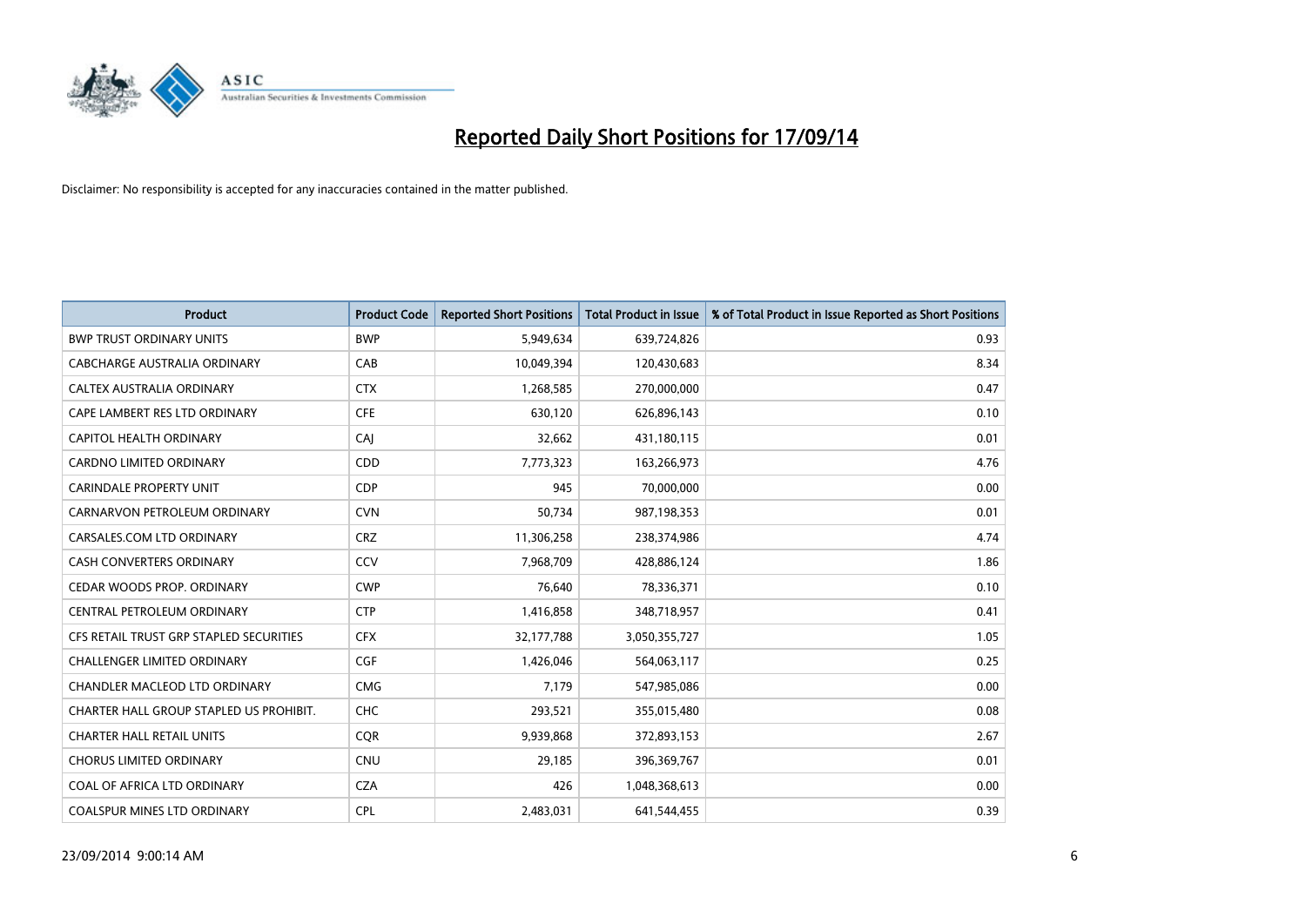# Reported Daily Short Positions for 17/09/14

Disclaimer: No responsibility is accepted for any inaccuracies contained in the matter published.

| Product | Product Code | Reported Short Positions | Total Product in Issue | % of Total Product in Issue Reported as Short Positions |
|---|---|---|---|---|
| BWP TRUST ORDINARY UNITS | BWP | 5,949,634 | 639,724,826 | 0.93 |
| CABCHARGE AUSTRALIA ORDINARY | CAB | 10,049,394 | 120,430,683 | 8.34 |
| CALTEX AUSTRALIA ORDINARY | CTX | 1,268,585 | 270,000,000 | 0.47 |
| CAPE LAMBERT RES LTD ORDINARY | CFE | 630,120 | 626,896,143 | 0.10 |
| CAPITOL HEALTH ORDINARY | CAJ | 32,662 | 431,180,115 | 0.01 |
| CARDNO LIMITED ORDINARY | CDD | 7,773,323 | 163,266,973 | 4.76 |
| CARINDALE PROPERTY UNIT | CDP | 945 | 70,000,000 | 0.00 |
| CARNARVON PETROLEUM ORDINARY | CVN | 50,734 | 987,198,353 | 0.01 |
| CARSALES.COM LTD ORDINARY | CRZ | 11,306,258 | 238,374,986 | 4.74 |
| CASH CONVERTERS ORDINARY | CCV | 7,968,709 | 428,886,124 | 1.86 |
| CEDAR WOODS PROP. ORDINARY | CWP | 76,640 | 78,336,371 | 0.10 |
| CENTRAL PETROLEUM ORDINARY | CTP | 1,416,858 | 348,718,957 | 0.41 |
| CFS RETAIL TRUST GRP STAPLED SECURITIES | CFX | 32,177,788 | 3,050,355,727 | 1.05 |
| CHALLENGER LIMITED ORDINARY | CGF | 1,426,046 | 564,063,117 | 0.25 |
| CHANDLER MACLEOD LTD ORDINARY | CMG | 7,179 | 547,985,086 | 0.00 |
| CHARTER HALL GROUP STAPLED US PROHIBIT. | CHC | 293,521 | 355,015,480 | 0.08 |
| CHARTER HALL RETAIL UNITS | CQR | 9,939,868 | 372,893,153 | 2.67 |
| CHORUS LIMITED ORDINARY | CNU | 29,185 | 396,369,767 | 0.01 |
| COAL OF AFRICA LTD ORDINARY | CZA | 426 | 1,048,368,613 | 0.00 |
| COALSPUR MINES LTD ORDINARY | CPL | 2,483,031 | 641,544,455 | 0.39 |

23/09/2014 9:00:14 AM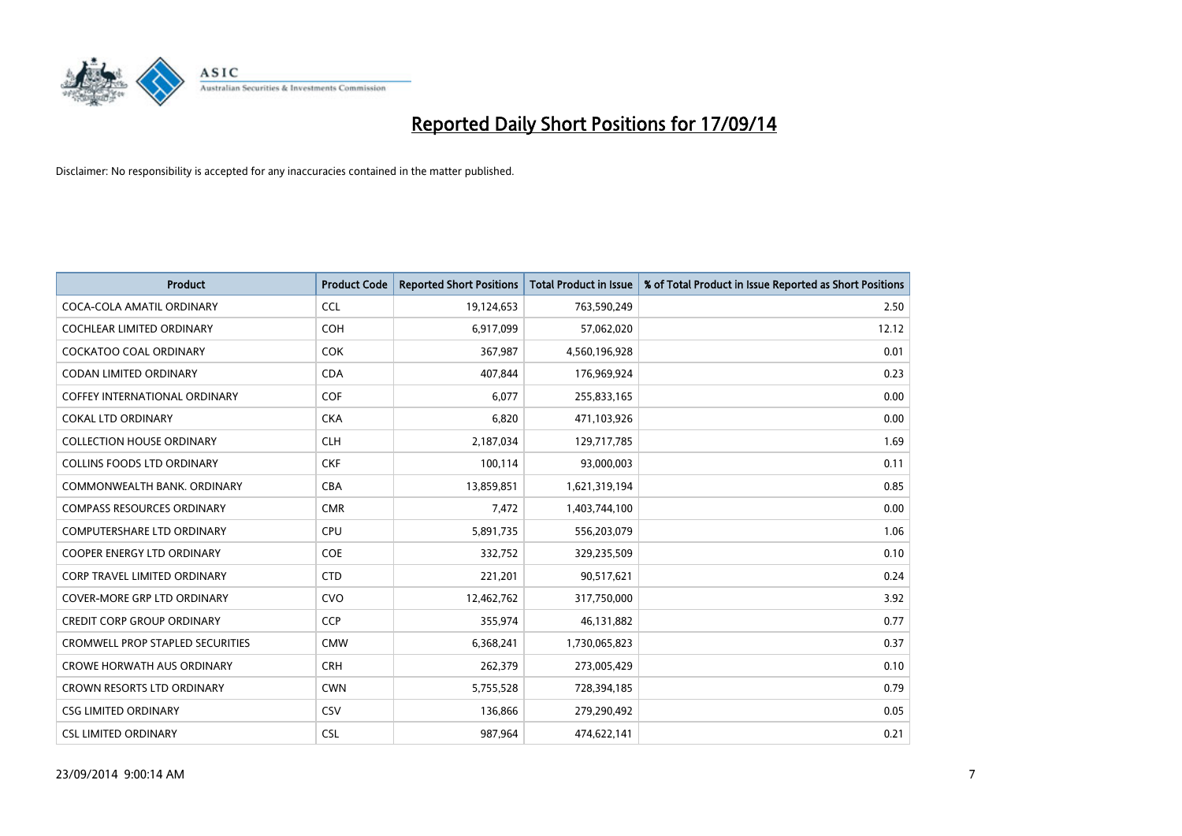# Reported Daily Short Positions for 17/09/14

Disclaimer: No responsibility is accepted for any inaccuracies contained in the matter published.

| Product | Product Code | Reported Short Positions | Total Product in Issue | % of Total Product in Issue Reported as Short Positions |
|---|---|---|---|---|
| COCA-COLA AMATIL ORDINARY | CCL | 19,124,653 | 763,590,249 | 2.50 |
| COCHLEAR LIMITED ORDINARY | COH | 6,917,099 | 57,062,020 | 12.12 |
| COCKATOO COAL ORDINARY | COK | 367,987 | 4,560,196,928 | 0.01 |
| CODAN LIMITED ORDINARY | CDA | 407,844 | 176,969,924 | 0.23 |
| COFFEY INTERNATIONAL ORDINARY | COF | 6,077 | 255,833,165 | 0.00 |
| COKAL LTD ORDINARY | CKA | 6,820 | 471,103,926 | 0.00 |
| COLLECTION HOUSE ORDINARY | CLH | 2,187,034 | 129,717,785 | 1.69 |
| COLLINS FOODS LTD ORDINARY | CKF | 100,114 | 93,000,003 | 0.11 |
| COMMONWEALTH BANK. ORDINARY | CBA | 13,859,851 | 1,621,319,194 | 0.85 |
| COMPASS RESOURCES ORDINARY | CMR | 7,472 | 1,403,744,100 | 0.00 |
| COMPUTERSHARE LTD ORDINARY | CPU | 5,891,735 | 556,203,079 | 1.06 |
| COOPER ENERGY LTD ORDINARY | COE | 332,752 | 329,235,509 | 0.10 |
| CORP TRAVEL LIMITED ORDINARY | CTD | 221,201 | 90,517,621 | 0.24 |
| COVER-MORE GRP LTD ORDINARY | CVO | 12,462,762 | 317,750,000 | 3.92 |
| CREDIT CORP GROUP ORDINARY | CCP | 355,974 | 46,131,882 | 0.77 |
| CROMWELL PROP STAPLED SECURITIES | CMW | 6,368,241 | 1,730,065,823 | 0.37 |
| CROWE HORWATH AUS ORDINARY | CRH | 262,379 | 273,005,429 | 0.10 |
| CROWN RESORTS LTD ORDINARY | CWN | 5,755,528 | 728,394,185 | 0.79 |
| CSG LIMITED ORDINARY | CSV | 136,866 | 279,290,492 | 0.05 |
| CSL LIMITED ORDINARY | CSL | 987,964 | 474,622,141 | 0.21 |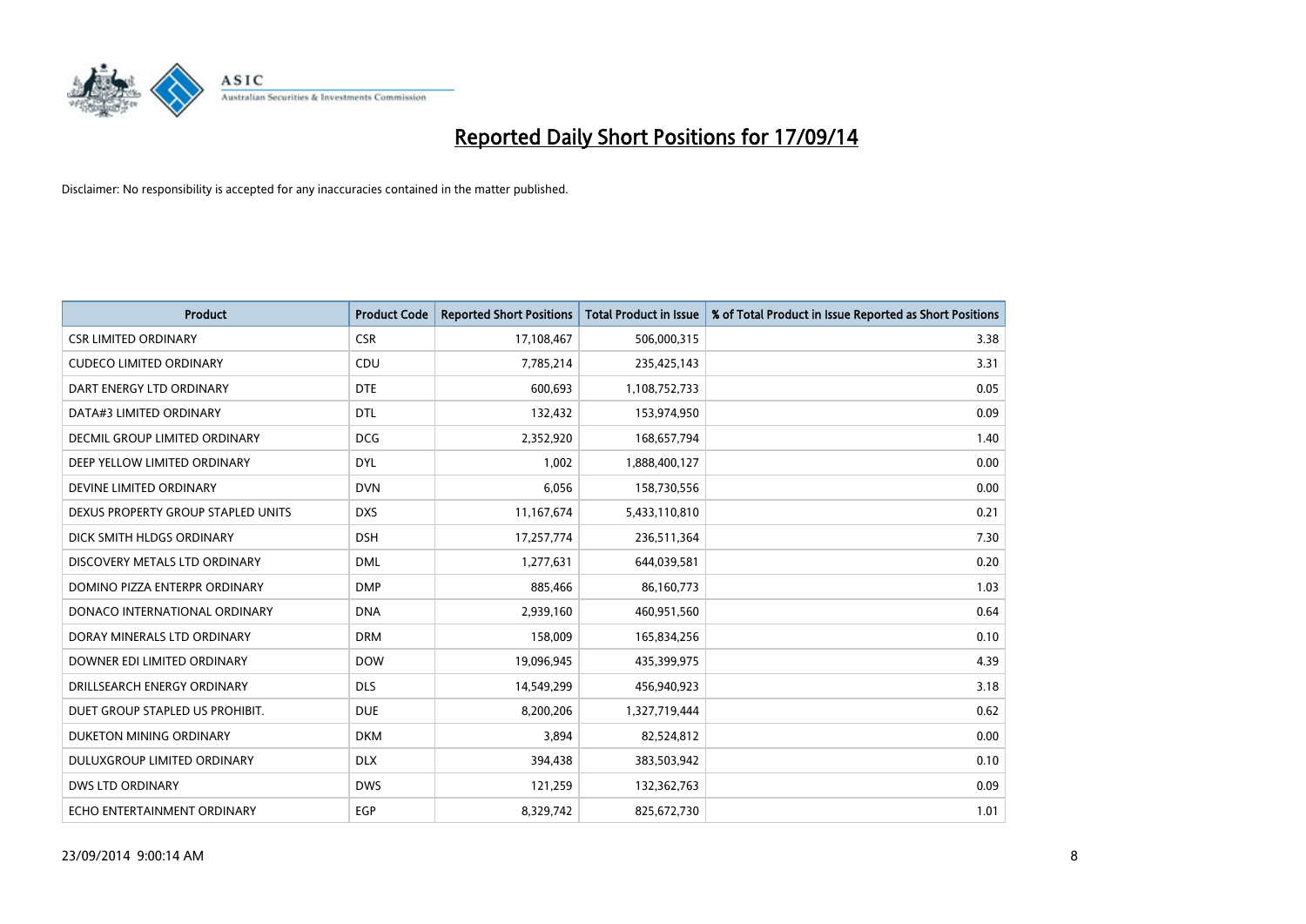# Reported Daily Short Positions for 17/09/14

Disclaimer: No responsibility is accepted for any inaccuracies contained in the matter published.

| Product | Product Code | Reported Short Positions | Total Product in Issue | % of Total Product in Issue Reported as Short Positions |
|---|---|---|---|---|
| CSR LIMITED ORDINARY | CSR | 17,108,467 | 506,000,315 | 3.38 |
| CUDECO LIMITED ORDINARY | CDU | 7,785,214 | 235,425,143 | 3.31 |
| DART ENERGY LTD ORDINARY | DTE | 600,693 | 1,108,752,733 | 0.05 |
| DATA#3 LIMITED ORDINARY | DTL | 132,432 | 153,974,950 | 0.09 |
| DECMIL GROUP LIMITED ORDINARY | DCG | 2,352,920 | 168,657,794 | 1.40 |
| DEEP YELLOW LIMITED ORDINARY | DYL | 1,002 | 1,888,400,127 | 0.00 |
| DEVINE LIMITED ORDINARY | DVN | 6,056 | 158,730,556 | 0.00 |
| DEXUS PROPERTY GROUP STAPLED UNITS | DXS | 11,167,674 | 5,433,110,810 | 0.21 |
| DICK SMITH HLDGS ORDINARY | DSH | 17,257,774 | 236,511,364 | 7.30 |
| DISCOVERY METALS LTD ORDINARY | DML | 1,277,631 | 644,039,581 | 0.20 |
| DOMINO PIZZA ENTERPR ORDINARY | DMP | 885,466 | 86,160,773 | 1.03 |
| DONACO INTERNATIONAL ORDINARY | DNA | 2,939,160 | 460,951,560 | 0.64 |
| DORAY MINERALS LTD ORDINARY | DRM | 158,009 | 165,834,256 | 0.10 |
| DOWNER EDI LIMITED ORDINARY | DOW | 19,096,945 | 435,399,975 | 4.39 |
| DRILLSEARCH ENERGY ORDINARY | DLS | 14,549,299 | 456,940,923 | 3.18 |
| DUET GROUP STAPLED US PROHIBIT. | DUE | 8,200,206 | 1,327,719,444 | 0.62 |
| DUKETON MINING ORDINARY | DKM | 3,894 | 82,524,812 | 0.00 |
| DULUXGROUP LIMITED ORDINARY | DLX | 394,438 | 383,503,942 | 0.10 |
| DWS LTD ORDINARY | DWS | 121,259 | 132,362,763 | 0.09 |
| ECHO ENTERTAINMENT ORDINARY | EGP | 8,329,742 | 825,672,730 | 1.01 |

23/09/2014 9:00:14 AM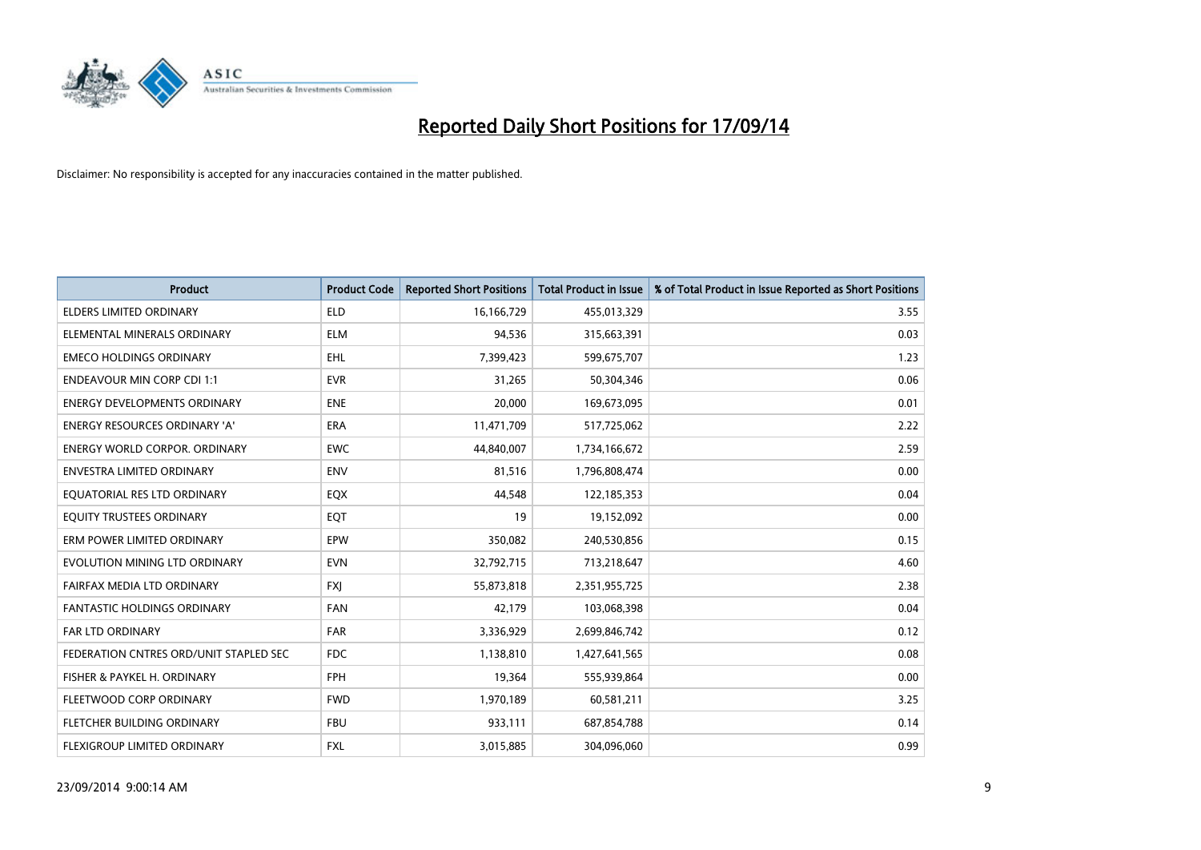# Reported Daily Short Positions for 17/09/14

Disclaimer: No responsibility is accepted for any inaccuracies contained in the matter published.

| Product | Product Code | Reported Short Positions | Total Product in Issue | % of Total Product in Issue Reported as Short Positions |
|---|---|---|---|---|
| ELDERS LIMITED ORDINARY | ELD | 16,166,729 | 455,013,329 | 3.55 |
| ELEMENTAL MINERALS ORDINARY | ELM | 94,536 | 315,663,391 | 0.03 |
| EMECO HOLDINGS ORDINARY | EHL | 7,399,423 | 599,675,707 | 1.23 |
| ENDEAVOUR MIN CORP CDI 1:1 | EVR | 31,265 | 50,304,346 | 0.06 |
| ENERGY DEVELOPMENTS ORDINARY | ENE | 20,000 | 169,673,095 | 0.01 |
| ENERGY RESOURCES ORDINARY 'A' | ERA | 11,471,709 | 517,725,062 | 2.22 |
| ENERGY WORLD CORPOR. ORDINARY | EWC | 44,840,007 | 1,734,166,672 | 2.59 |
| ENVESTRA LIMITED ORDINARY | ENV | 81,516 | 1,796,808,474 | 0.00 |
| EQUATORIAL RES LTD ORDINARY | EQX | 44,548 | 122,185,353 | 0.04 |
| EQUITY TRUSTEES ORDINARY | EQT | 19 | 19,152,092 | 0.00 |
| ERM POWER LIMITED ORDINARY | EPW | 350,082 | 240,530,856 | 0.15 |
| EVOLUTION MINING LTD ORDINARY | EVN | 32,792,715 | 713,218,647 | 4.60 |
| FAIRFAX MEDIA LTD ORDINARY | FXJ | 55,873,818 | 2,351,955,725 | 2.38 |
| FANTASTIC HOLDINGS ORDINARY | FAN | 42,179 | 103,068,398 | 0.04 |
| FAR LTD ORDINARY | FAR | 3,336,929 | 2,699,846,742 | 0.12 |
| FEDERATION CNTRES ORD/UNIT STAPLED SEC | FDC | 1,138,810 | 1,427,641,565 | 0.08 |
| FISHER & PAYKEL H. ORDINARY | FPH | 19,364 | 555,939,864 | 0.00 |
| FLEETWOOD CORP ORDINARY | FWD | 1,970,189 | 60,581,211 | 3.25 |
| FLETCHER BUILDING ORDINARY | FBU | 933,111 | 687,854,788 | 0.14 |
| FLEXIGROUP LIMITED ORDINARY | FXL | 3,015,885 | 304,096,060 | 0.99 |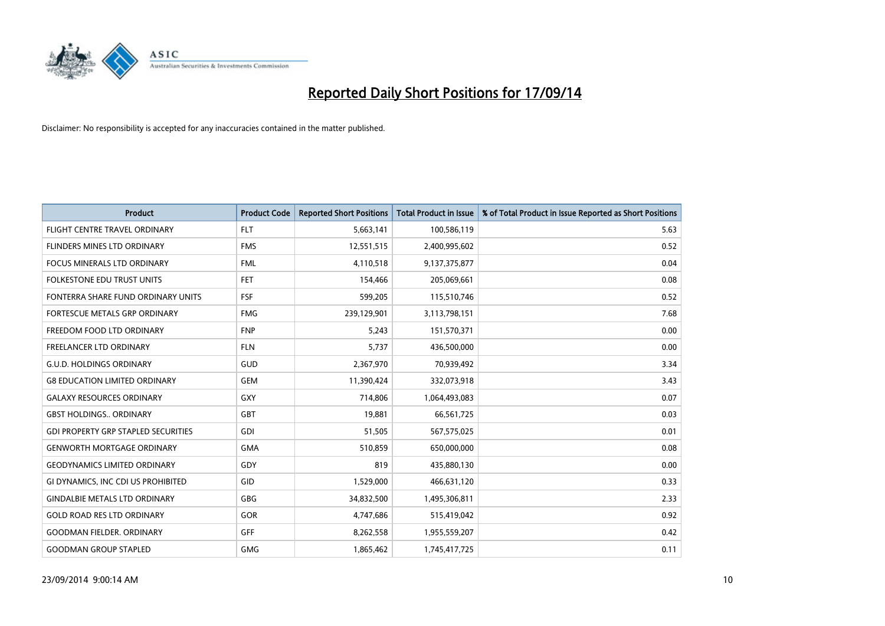# Reported Daily Short Positions for 17/09/14

Disclaimer: No responsibility is accepted for any inaccuracies contained in the matter published.

| Product | Product Code | Reported Short Positions | Total Product in Issue | % of Total Product in Issue Reported as Short Positions |
|---|---|---|---|---|
| FLIGHT CENTRE TRAVEL ORDINARY | FLT | 5,663,141 | 100,586,119 | 5.63 |
| FLINDERS MINES LTD ORDINARY | FMS | 12,551,515 | 2,400,995,602 | 0.52 |
| FOCUS MINERALS LTD ORDINARY | FML | 4,110,518 | 9,137,375,877 | 0.04 |
| FOLKESTONE EDU TRUST UNITS | FET | 154,466 | 205,069,661 | 0.08 |
| FONTERRA SHARE FUND ORDINARY UNITS | FSF | 599,205 | 115,510,746 | 0.52 |
| FORTESCUE METALS GRP ORDINARY | FMG | 239,129,901 | 3,113,798,151 | 7.68 |
| FREEDOM FOOD LTD ORDINARY | FNP | 5,243 | 151,570,371 | 0.00 |
| FREELANCER LTD ORDINARY | FLN | 5,737 | 436,500,000 | 0.00 |
| G.U.D. HOLDINGS ORDINARY | GUD | 2,367,970 | 70,939,492 | 3.34 |
| G8 EDUCATION LIMITED ORDINARY | GEM | 11,390,424 | 332,073,918 | 3.43 |
| GALAXY RESOURCES ORDINARY | GXY | 714,806 | 1,064,493,083 | 0.07 |
| GBST HOLDINGS.. ORDINARY | GBT | 19,881 | 66,561,725 | 0.03 |
| GDI PROPERTY GRP STAPLED SECURITIES | GDI | 51,505 | 567,575,025 | 0.01 |
| GENWORTH MORTGAGE ORDINARY | GMA | 510,859 | 650,000,000 | 0.08 |
| GEODYNAMICS LIMITED ORDINARY | GDY | 819 | 435,880,130 | 0.00 |
| GI DYNAMICS, INC CDI US PROHIBITED | GID | 1,529,000 | 466,631,120 | 0.33 |
| GINDALBIE METALS LTD ORDINARY | GBG | 34,832,500 | 1,495,306,811 | 2.33 |
| GOLD ROAD RES LTD ORDINARY | GOR | 4,747,686 | 515,419,042 | 0.92 |
| GOODMAN FIELDER. ORDINARY | GFF | 8,262,558 | 1,955,559,207 | 0.42 |
| GOODMAN GROUP STAPLED | GMG | 1,865,462 | 1,745,417,725 | 0.11 |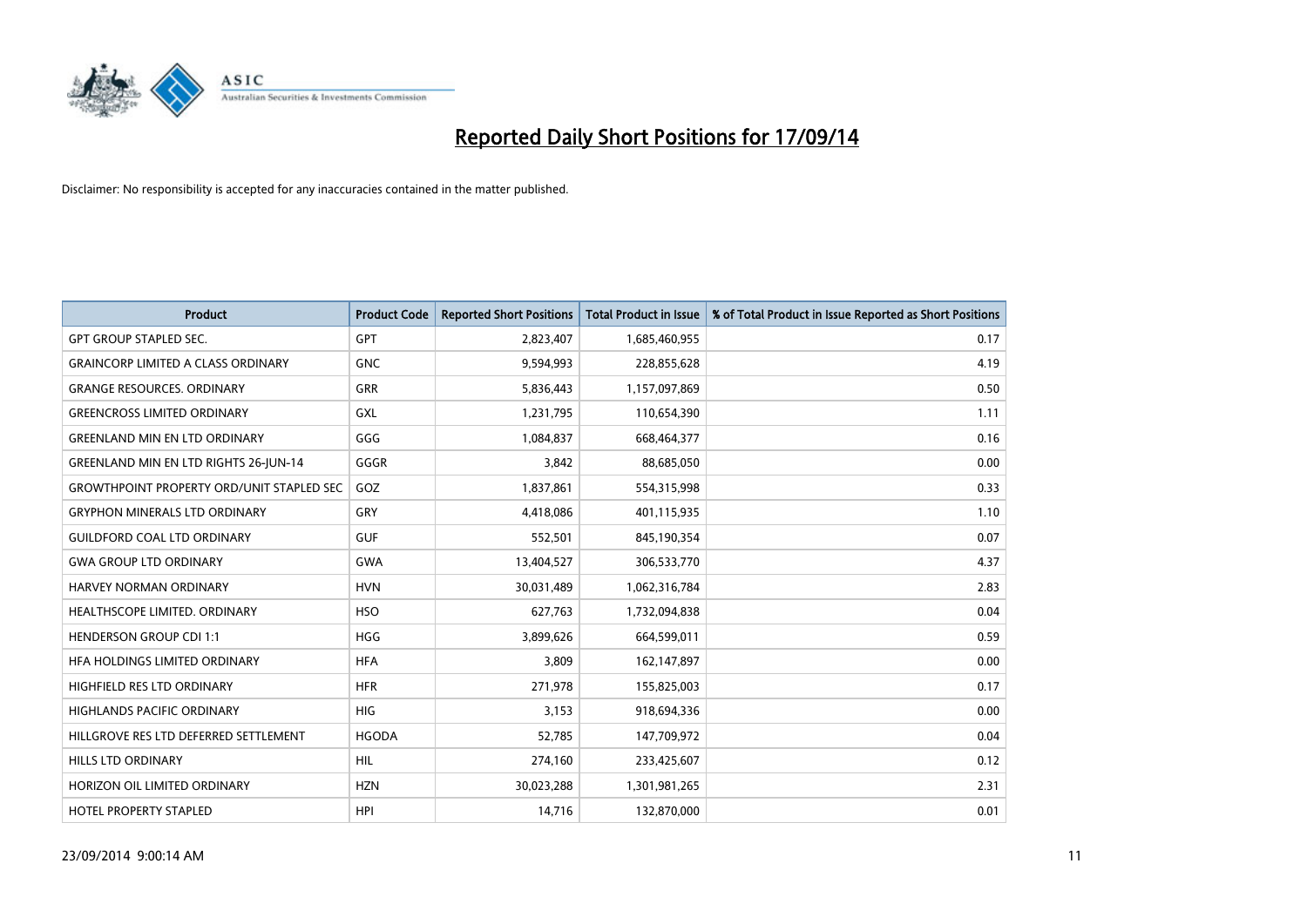# Reported Daily Short Positions for 17/09/14

Disclaimer: No responsibility is accepted for any inaccuracies contained in the matter published.

| Product | Product Code | Reported Short Positions | Total Product in Issue | % of Total Product in Issue Reported as Short Positions |
|---|---|---|---|---|
| GPT GROUP STAPLED SEC. | GPT | 2,823,407 | 1,685,460,955 | 0.17 |
| GRAINCORP LIMITED A CLASS ORDINARY | GNC | 9,594,993 | 228,855,628 | 4.19 |
| GRANGE RESOURCES. ORDINARY | GRR | 5,836,443 | 1,157,097,869 | 0.50 |
| GREENCROSS LIMITED ORDINARY | GXL | 1,231,795 | 110,654,390 | 1.11 |
| GREENLAND MIN EN LTD ORDINARY | GGG | 1,084,837 | 668,464,377 | 0.16 |
| GREENLAND MIN EN LTD RIGHTS 26-JUN-14 | GGGR | 3,842 | 88,685,050 | 0.00 |
| GROWTHPOINT PROPERTY ORD/UNIT STAPLED SEC | GOZ | 1,837,861 | 554,315,998 | 0.33 |
| GRYPHON MINERALS LTD ORDINARY | GRY | 4,418,086 | 401,115,935 | 1.10 |
| GUILDFORD COAL LTD ORDINARY | GUF | 552,501 | 845,190,354 | 0.07 |
| GWA GROUP LTD ORDINARY | GWA | 13,404,527 | 306,533,770 | 4.37 |
| HARVEY NORMAN ORDINARY | HVN | 30,031,489 | 1,062,316,784 | 2.83 |
| HEALTHSCOPE LIMITED. ORDINARY | HSO | 627,763 | 1,732,094,838 | 0.04 |
| HENDERSON GROUP CDI 1:1 | HGG | 3,899,626 | 664,599,011 | 0.59 |
| HFA HOLDINGS LIMITED ORDINARY | HFA | 3,809 | 162,147,897 | 0.00 |
| HIGHFIELD RES LTD ORDINARY | HFR | 271,978 | 155,825,003 | 0.17 |
| HIGHLANDS PACIFIC ORDINARY | HIG | 3,153 | 918,694,336 | 0.00 |
| HILLGROVE RES LTD DEFERRED SETTLEMENT | HGODA | 52,785 | 147,709,972 | 0.04 |
| HILLS LTD ORDINARY | HIL | 274,160 | 233,425,607 | 0.12 |
| HORIZON OIL LIMITED ORDINARY | HZN | 30,023,288 | 1,301,981,265 | 2.31 |
| HOTEL PROPERTY STAPLED | HPI | 14,716 | 132,870,000 | 0.01 |

23/09/2014 9:00:14 AM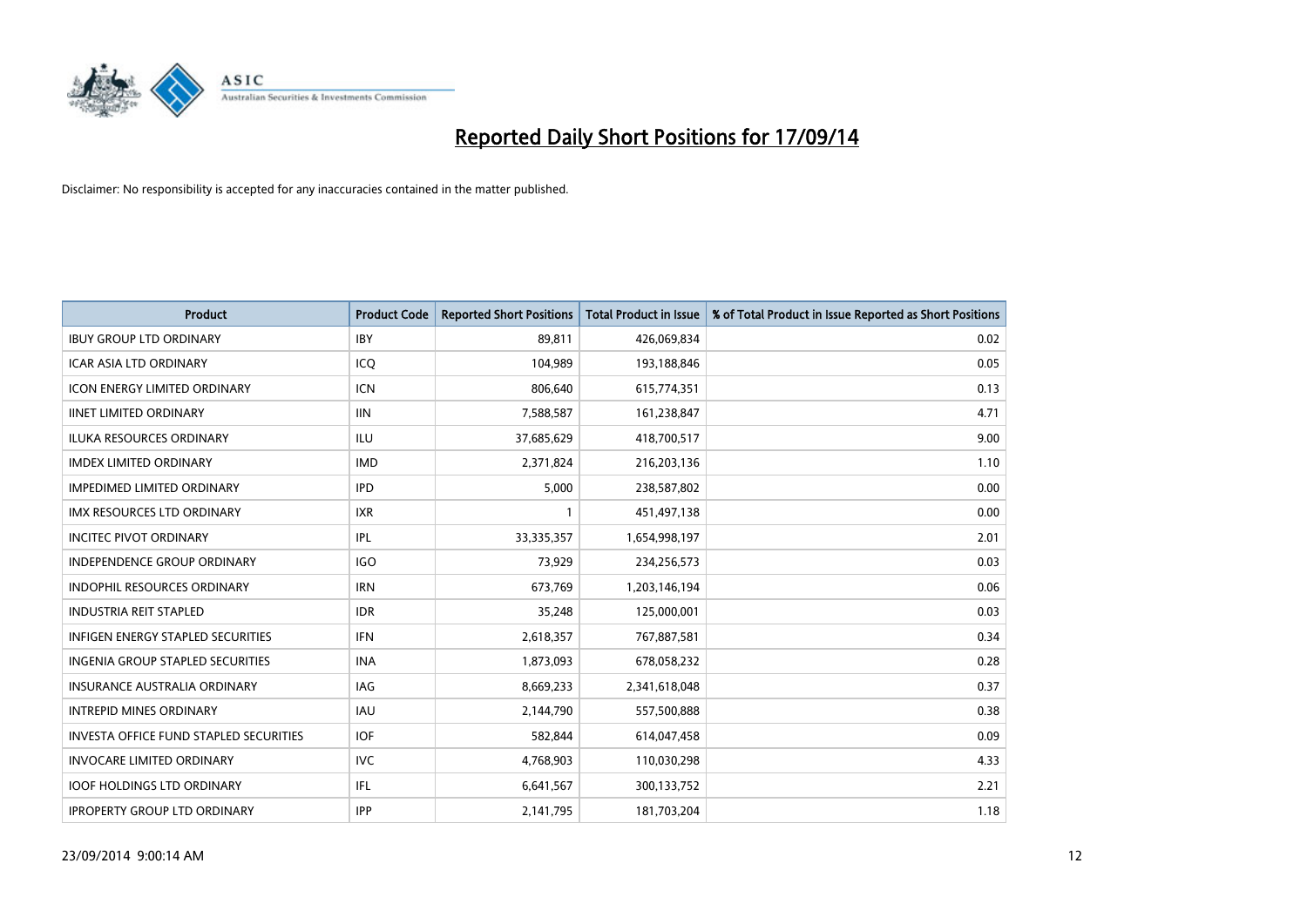# Reported Daily Short Positions for 17/09/14

Disclaimer: No responsibility is accepted for any inaccuracies contained in the matter published.

| Product | Product Code | Reported Short Positions | Total Product in Issue | % of Total Product in Issue Reported as Short Positions |
|---|---|---|---|---|
| IBUY GROUP LTD ORDINARY | IBY | 89,811 | 426,069,834 | 0.02 |
| ICAR ASIA LTD ORDINARY | ICQ | 104,989 | 193,188,846 | 0.05 |
| ICON ENERGY LIMITED ORDINARY | ICN | 806,640 | 615,774,351 | 0.13 |
| IINET LIMITED ORDINARY | IIN | 7,588,587 | 161,238,847 | 4.71 |
| ILUKA RESOURCES ORDINARY | ILU | 37,685,629 | 418,700,517 | 9.00 |
| IMDEX LIMITED ORDINARY | IMD | 2,371,824 | 216,203,136 | 1.10 |
| IMPEDIMED LIMITED ORDINARY | IPD | 5,000 | 238,587,802 | 0.00 |
| IMX RESOURCES LTD ORDINARY | IXR | 1 | 451,497,138 | 0.00 |
| INCITEC PIVOT ORDINARY | IPL | 33,335,357 | 1,654,998,197 | 2.01 |
| INDEPENDENCE GROUP ORDINARY | IGO | 73,929 | 234,256,573 | 0.03 |
| INDOPHIL RESOURCES ORDINARY | IRN | 673,769 | 1,203,146,194 | 0.06 |
| INDUSTRIA REIT STAPLED | IDR | 35,248 | 125,000,001 | 0.03 |
| INFIGEN ENERGY STAPLED SECURITIES | IFN | 2,618,357 | 767,887,581 | 0.34 |
| INGENIA GROUP STAPLED SECURITIES | INA | 1,873,093 | 678,058,232 | 0.28 |
| INSURANCE AUSTRALIA ORDINARY | IAG | 8,669,233 | 2,341,618,048 | 0.37 |
| INTREPID MINES ORDINARY | IAU | 2,144,790 | 557,500,888 | 0.38 |
| INVESTA OFFICE FUND STAPLED SECURITIES | IOF | 582,844 | 614,047,458 | 0.09 |
| INVOCARE LIMITED ORDINARY | IVC | 4,768,903 | 110,030,298 | 4.33 |
| IOOF HOLDINGS LTD ORDINARY | IFL | 6,641,567 | 300,133,752 | 2.21 |
| IPROPERTY GROUP LTD ORDINARY | IPP | 2,141,795 | 181,703,204 | 1.18 |

23/09/2014 9:00:14 AM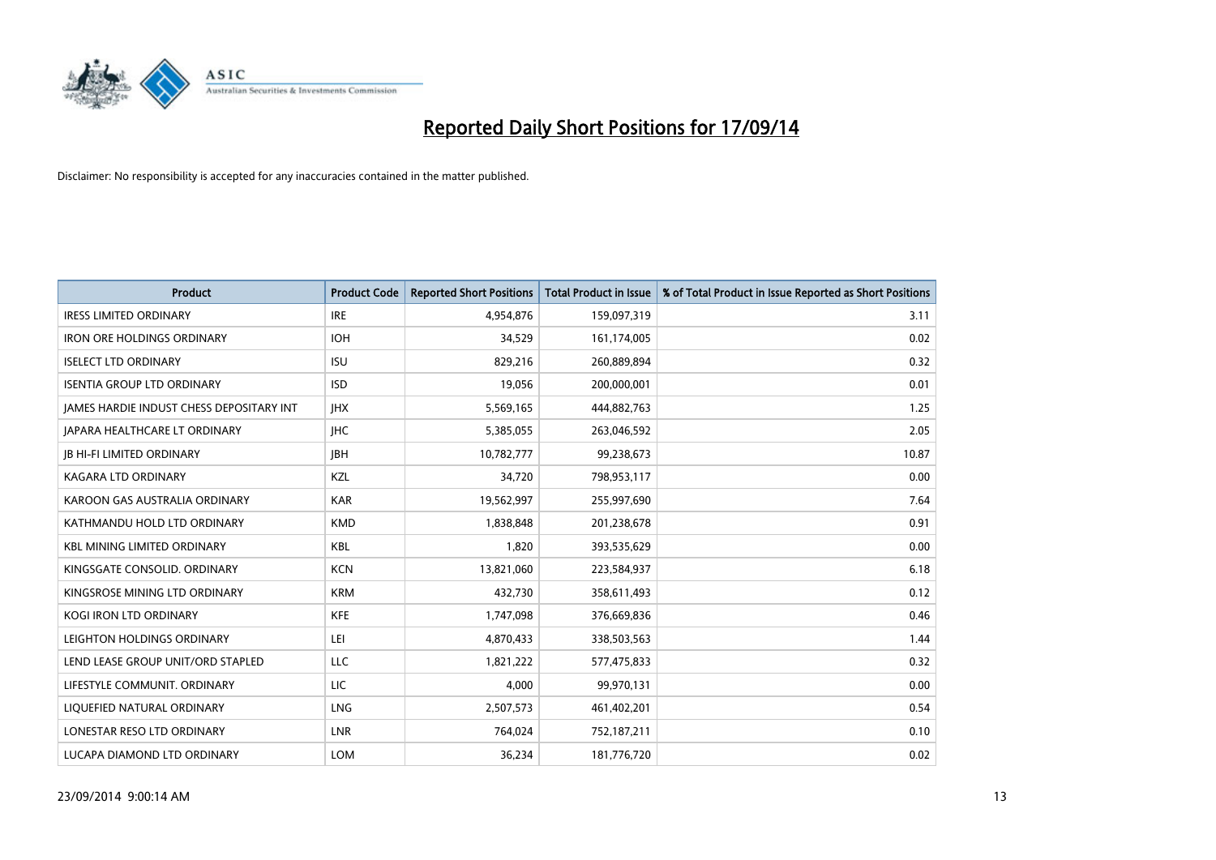# Reported Daily Short Positions for 17/09/14

Disclaimer: No responsibility is accepted for any inaccuracies contained in the matter published.

| Product | Product Code | Reported Short Positions | Total Product in Issue | % of Total Product in Issue Reported as Short Positions |
|---|---|---|---|---|
| IRESS LIMITED ORDINARY | IRE | 4,954,876 | 159,097,319 | 3.11 |
| IRON ORE HOLDINGS ORDINARY | IOH | 34,529 | 161,174,005 | 0.02 |
| ISELECT LTD ORDINARY | ISU | 829,216 | 260,889,894 | 0.32 |
| ISENTIA GROUP LTD ORDINARY | ISD | 19,056 | 200,000,001 | 0.01 |
| JAMES HARDIE INDUST CHESS DEPOSITARY INT | JHX | 5,569,165 | 444,882,763 | 1.25 |
| JAPARA HEALTHCARE LT ORDINARY | JHC | 5,385,055 | 263,046,592 | 2.05 |
| JB HI-FI LIMITED ORDINARY | JBH | 10,782,777 | 99,238,673 | 10.87 |
| KAGARA LTD ORDINARY | KZL | 34,720 | 798,953,117 | 0.00 |
| KAROON GAS AUSTRALIA ORDINARY | KAR | 19,562,997 | 255,997,690 | 7.64 |
| KATHMANDU HOLD LTD ORDINARY | KMD | 1,838,848 | 201,238,678 | 0.91 |
| KBL MINING LIMITED ORDINARY | KBL | 1,820 | 393,535,629 | 0.00 |
| KINGSGATE CONSOLID. ORDINARY | KCN | 13,821,060 | 223,584,937 | 6.18 |
| KINGSROSE MINING LTD ORDINARY | KRM | 432,730 | 358,611,493 | 0.12 |
| KOGI IRON LTD ORDINARY | KFE | 1,747,098 | 376,669,836 | 0.46 |
| LEIGHTON HOLDINGS ORDINARY | LEI | 4,870,433 | 338,503,563 | 1.44 |
| LEND LEASE GROUP UNIT/ORD STAPLED | LLC | 1,821,222 | 577,475,833 | 0.32 |
| LIFESTYLE COMMUNIT. ORDINARY | LIC | 4,000 | 99,970,131 | 0.00 |
| LIQUEFIED NATURAL ORDINARY | LNG | 2,507,573 | 461,402,201 | 0.54 |
| LONESTAR RESO LTD ORDINARY | LNR | 764,024 | 752,187,211 | 0.10 |
| LUCAPA DIAMOND LTD ORDINARY | LOM | 36,234 | 181,776,720 | 0.02 |

23/09/2014 9:00:14 AM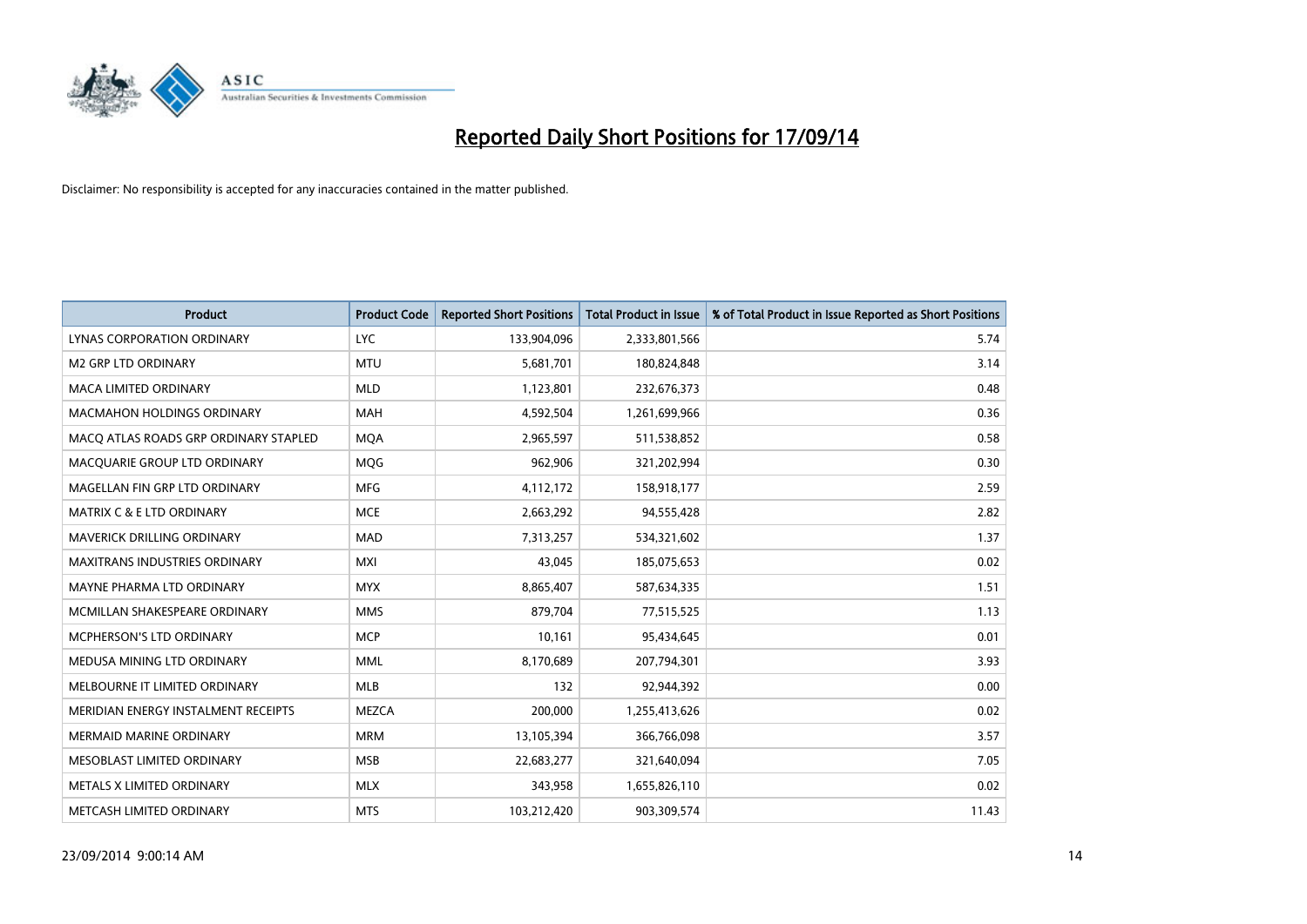# Reported Daily Short Positions for 17/09/14

Disclaimer: No responsibility is accepted for any inaccuracies contained in the matter published.

| Product | Product Code | Reported Short Positions | Total Product in Issue | % of Total Product in Issue Reported as Short Positions |
|---|---|---|---|---|
| LYNAS CORPORATION ORDINARY | LYC | 133,904,096 | 2,333,801,566 | 5.74 |
| M2 GRP LTD ORDINARY | MTU | 5,681,701 | 180,824,848 | 3.14 |
| MACA LIMITED ORDINARY | MLD | 1,123,801 | 232,676,373 | 0.48 |
| MACMAHON HOLDINGS ORDINARY | MAH | 4,592,504 | 1,261,699,966 | 0.36 |
| MACQ ATLAS ROADS GRP ORDINARY STAPLED | MQA | 2,965,597 | 511,538,852 | 0.58 |
| MACQUARIE GROUP LTD ORDINARY | MQG | 962,906 | 321,202,994 | 0.30 |
| MAGELLAN FIN GRP LTD ORDINARY | MFG | 4,112,172 | 158,918,177 | 2.59 |
| MATRIX C & E LTD ORDINARY | MCE | 2,663,292 | 94,555,428 | 2.82 |
| MAVERICK DRILLING ORDINARY | MAD | 7,313,257 | 534,321,602 | 1.37 |
| MAXITRANS INDUSTRIES ORDINARY | MXI | 43,045 | 185,075,653 | 0.02 |
| MAYNE PHARMA LTD ORDINARY | MYX | 8,865,407 | 587,634,335 | 1.51 |
| MCMILLAN SHAKESPEARE ORDINARY | MMS | 879,704 | 77,515,525 | 1.13 |
| MCPHERSON'S LTD ORDINARY | MCP | 10,161 | 95,434,645 | 0.01 |
| MEDUSA MINING LTD ORDINARY | MML | 8,170,689 | 207,794,301 | 3.93 |
| MELBOURNE IT LIMITED ORDINARY | MLB | 132 | 92,944,392 | 0.00 |
| MERIDIAN ENERGY INSTALMENT RECEIPTS | MEZCA | 200,000 | 1,255,413,626 | 0.02 |
| MERMAID MARINE ORDINARY | MRM | 13,105,394 | 366,766,098 | 3.57 |
| MESOBLAST LIMITED ORDINARY | MSB | 22,683,277 | 321,640,094 | 7.05 |
| METALS X LIMITED ORDINARY | MLX | 343,958 | 1,655,826,110 | 0.02 |
| METCASH LIMITED ORDINARY | MTS | 103,212,420 | 903,309,574 | 11.43 |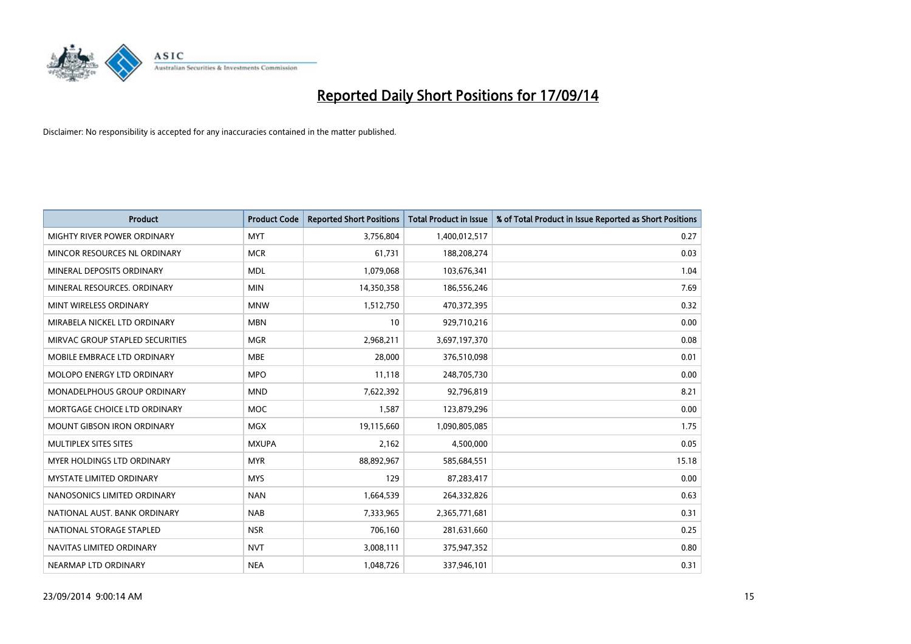# Reported Daily Short Positions for 17/09/14

Disclaimer: No responsibility is accepted for any inaccuracies contained in the matter published.

| Product | Product Code | Reported Short Positions | Total Product in Issue | % of Total Product in Issue Reported as Short Positions |
|---|---|---|---|---|
| MIGHTY RIVER POWER ORDINARY | MYT | 3,756,804 | 1,400,012,517 | 0.27 |
| MINCOR RESOURCES NL ORDINARY | MCR | 61,731 | 188,208,274 | 0.03 |
| MINERAL DEPOSITS ORDINARY | MDL | 1,079,068 | 103,676,341 | 1.04 |
| MINERAL RESOURCES. ORDINARY | MIN | 14,350,358 | 186,556,246 | 7.69 |
| MINT WIRELESS ORDINARY | MNW | 1,512,750 | 470,372,395 | 0.32 |
| MIRABELA NICKEL LTD ORDINARY | MBN | 10 | 929,710,216 | 0.00 |
| MIRVAC GROUP STAPLED SECURITIES | MGR | 2,968,211 | 3,697,197,370 | 0.08 |
| MOBILE EMBRACE LTD ORDINARY | MBE | 28,000 | 376,510,098 | 0.01 |
| MOLOPO ENERGY LTD ORDINARY | MPO | 11,118 | 248,705,730 | 0.00 |
| MONADELPHOUS GROUP ORDINARY | MND | 7,622,392 | 92,796,819 | 8.21 |
| MORTGAGE CHOICE LTD ORDINARY | MOC | 1,587 | 123,879,296 | 0.00 |
| MOUNT GIBSON IRON ORDINARY | MGX | 19,115,660 | 1,090,805,085 | 1.75 |
| MULTIPLEX SITES SITES | MXUPA | 2,162 | 4,500,000 | 0.05 |
| MYER HOLDINGS LTD ORDINARY | MYR | 88,892,967 | 585,684,551 | 15.18 |
| MYSTATE LIMITED ORDINARY | MYS | 129 | 87,283,417 | 0.00 |
| NANOSONICS LIMITED ORDINARY | NAN | 1,664,539 | 264,332,826 | 0.63 |
| NATIONAL AUST. BANK ORDINARY | NAB | 7,333,965 | 2,365,771,681 | 0.31 |
| NATIONAL STORAGE STAPLED | NSR | 706,160 | 281,631,660 | 0.25 |
| NAVITAS LIMITED ORDINARY | NVT | 3,008,111 | 375,947,352 | 0.80 |
| NEARMAP LTD ORDINARY | NEA | 1,048,726 | 337,946,101 | 0.31 |

23/09/2014 9:00:14 AM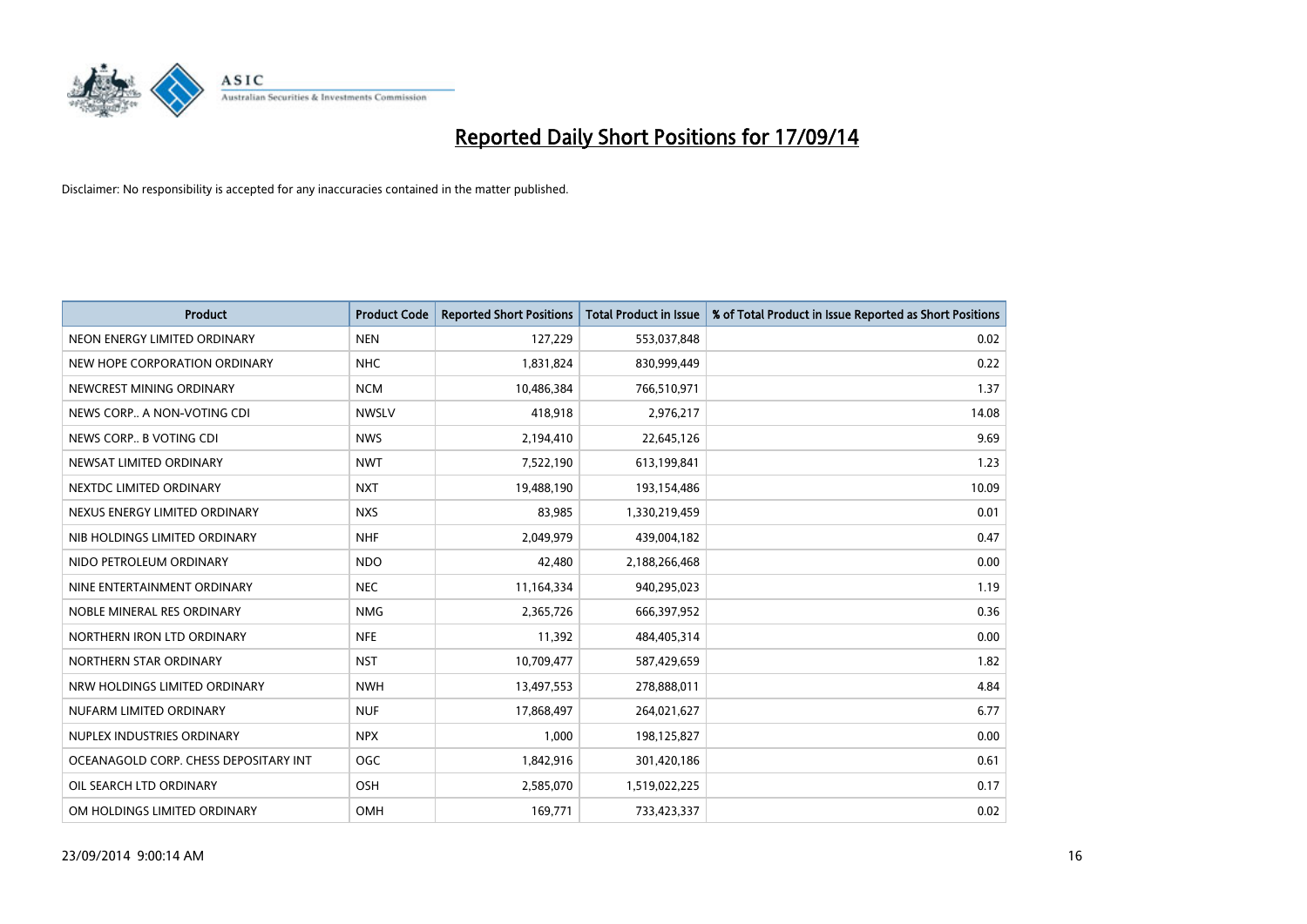# Reported Daily Short Positions for 17/09/14

Disclaimer: No responsibility is accepted for any inaccuracies contained in the matter published.

| Product | Product Code | Reported Short Positions | Total Product in Issue | % of Total Product in Issue Reported as Short Positions |
| --- | --- | --- | --- | --- |
| NEON ENERGY LIMITED ORDINARY | NEN | 127,229 | 553,037,848 | 0.02 |
| NEW HOPE CORPORATION ORDINARY | NHC | 1,831,824 | 830,999,449 | 0.22 |
| NEWCREST MINING ORDINARY | NCM | 10,486,384 | 766,510,971 | 1.37 |
| NEWS CORP.. A NON-VOTING CDI | NWSLV | 418,918 | 2,976,217 | 14.08 |
| NEWS CORP.. B VOTING CDI | NWS | 2,194,410 | 22,645,126 | 9.69 |
| NEWSAT LIMITED ORDINARY | NWT | 7,522,190 | 613,199,841 | 1.23 |
| NEXTDC LIMITED ORDINARY | NXT | 19,488,190 | 193,154,486 | 10.09 |
| NEXUS ENERGY LIMITED ORDINARY | NXS | 83,985 | 1,330,219,459 | 0.01 |
| NIB HOLDINGS LIMITED ORDINARY | NHF | 2,049,979 | 439,004,182 | 0.47 |
| NIDO PETROLEUM ORDINARY | NDO | 42,480 | 2,188,266,468 | 0.00 |
| NINE ENTERTAINMENT ORDINARY | NEC | 11,164,334 | 940,295,023 | 1.19 |
| NOBLE MINERAL RES ORDINARY | NMG | 2,365,726 | 666,397,952 | 0.36 |
| NORTHERN IRON LTD ORDINARY | NFE | 11,392 | 484,405,314 | 0.00 |
| NORTHERN STAR ORDINARY | NST | 10,709,477 | 587,429,659 | 1.82 |
| NRW HOLDINGS LIMITED ORDINARY | NWH | 13,497,553 | 278,888,011 | 4.84 |
| NUFARM LIMITED ORDINARY | NUF | 17,868,497 | 264,021,627 | 6.77 |
| NUPLEX INDUSTRIES ORDINARY | NPX | 1,000 | 198,125,827 | 0.00 |
| OCEANAGOLD CORP. CHESS DEPOSITARY INT | OGC | 1,842,916 | 301,420,186 | 0.61 |
| OIL SEARCH LTD ORDINARY | OSH | 2,585,070 | 1,519,022,225 | 0.17 |
| OM HOLDINGS LIMITED ORDINARY | OMH | 169,771 | 733,423,337 | 0.02 |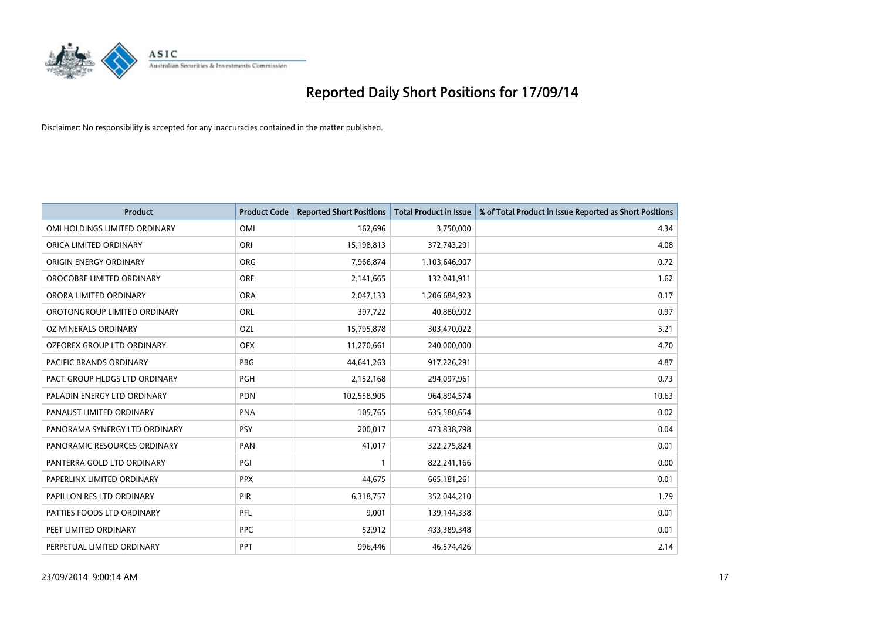# Reported Daily Short Positions for 17/09/14

Disclaimer: No responsibility is accepted for any inaccuracies contained in the matter published.

| Product | Product Code | Reported Short Positions | Total Product in Issue | % of Total Product in Issue Reported as Short Positions |
|---|---|---|---|---|
| OMI HOLDINGS LIMITED ORDINARY | OMI | 162,696 | 3,750,000 | 4.34 |
| ORICA LIMITED ORDINARY | ORI | 15,198,813 | 372,743,291 | 4.08 |
| ORIGIN ENERGY ORDINARY | ORG | 7,966,874 | 1,103,646,907 | 0.72 |
| OROCOBRE LIMITED ORDINARY | ORE | 2,141,665 | 132,041,911 | 1.62 |
| ORORA LIMITED ORDINARY | ORA | 2,047,133 | 1,206,684,923 | 0.17 |
| OROTONGROUP LIMITED ORDINARY | ORL | 397,722 | 40,880,902 | 0.97 |
| OZ MINERALS ORDINARY | OZL | 15,795,878 | 303,470,022 | 5.21 |
| OZFOREX GROUP LTD ORDINARY | OFX | 11,270,661 | 240,000,000 | 4.70 |
| PACIFIC BRANDS ORDINARY | PBG | 44,641,263 | 917,226,291 | 4.87 |
| PACT GROUP HLDGS LTD ORDINARY | PGH | 2,152,168 | 294,097,961 | 0.73 |
| PALADIN ENERGY LTD ORDINARY | PDN | 102,558,905 | 964,894,574 | 10.63 |
| PANAUST LIMITED ORDINARY | PNA | 105,765 | 635,580,654 | 0.02 |
| PANORAMA SYNERGY LTD ORDINARY | PSY | 200,017 | 473,838,798 | 0.04 |
| PANORAMIC RESOURCES ORDINARY | PAN | 41,017 | 322,275,824 | 0.01 |
| PANTERRA GOLD LTD ORDINARY | PGI | 1 | 822,241,166 | 0.00 |
| PAPERLINX LIMITED ORDINARY | PPX | 44,675 | 665,181,261 | 0.01 |
| PAPILLON RES LTD ORDINARY | PIR | 6,318,757 | 352,044,210 | 1.79 |
| PATTIES FOODS LTD ORDINARY | PFL | 9,001 | 139,144,338 | 0.01 |
| PEET LIMITED ORDINARY | PPC | 52,912 | 433,389,348 | 0.01 |
| PERPETUAL LIMITED ORDINARY | PPT | 996,446 | 46,574,426 | 2.14 |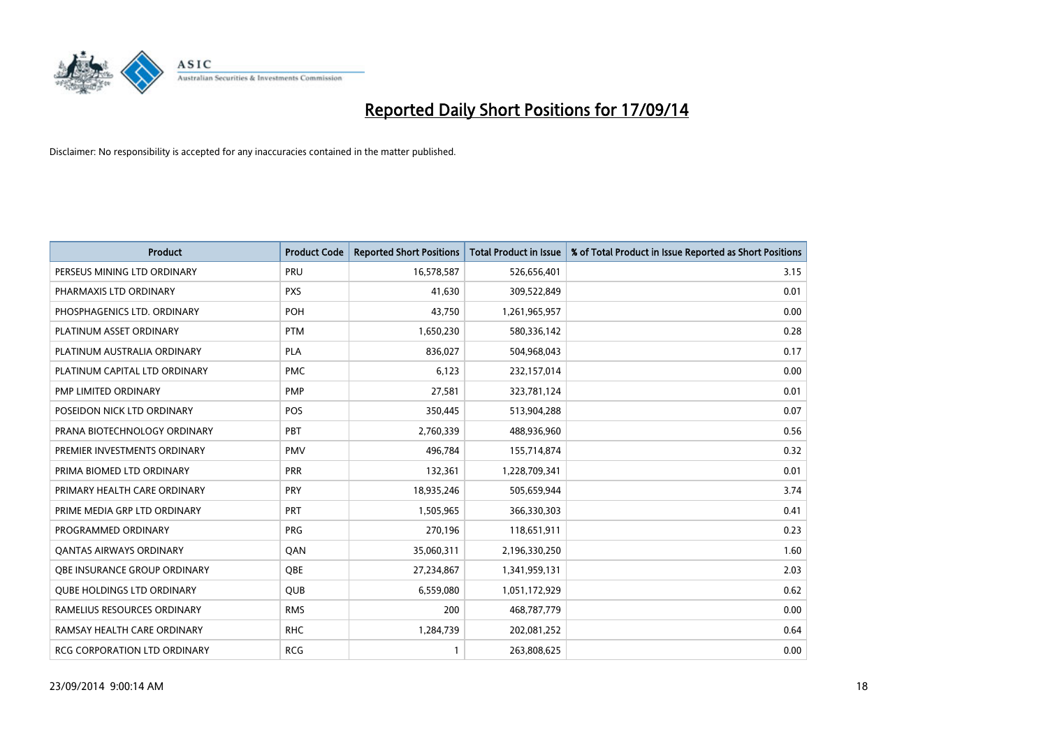# Reported Daily Short Positions for 17/09/14

Disclaimer: No responsibility is accepted for any inaccuracies contained in the matter published.

| Product | Product Code | Reported Short Positions | Total Product in Issue | % of Total Product in Issue Reported as Short Positions |
|---|---|---|---|---|
| PERSEUS MINING LTD ORDINARY | PRU | 16,578,587 | 526,656,401 | 3.15 |
| PHARMAXIS LTD ORDINARY | PXS | 41,630 | 309,522,849 | 0.01 |
| PHOSPHAGENICS LTD. ORDINARY | POH | 43,750 | 1,261,965,957 | 0.00 |
| PLATINUM ASSET ORDINARY | PTM | 1,650,230 | 580,336,142 | 0.28 |
| PLATINUM AUSTRALIA ORDINARY | PLA | 836,027 | 504,968,043 | 0.17 |
| PLATINUM CAPITAL LTD ORDINARY | PMC | 6,123 | 232,157,014 | 0.00 |
| PMP LIMITED ORDINARY | PMP | 27,581 | 323,781,124 | 0.01 |
| POSEIDON NICK LTD ORDINARY | POS | 350,445 | 513,904,288 | 0.07 |
| PRANA BIOTECHNOLOGY ORDINARY | PBT | 2,760,339 | 488,936,960 | 0.56 |
| PREMIER INVESTMENTS ORDINARY | PMV | 496,784 | 155,714,874 | 0.32 |
| PRIMA BIOMED LTD ORDINARY | PRR | 132,361 | 1,228,709,341 | 0.01 |
| PRIMARY HEALTH CARE ORDINARY | PRY | 18,935,246 | 505,659,944 | 3.74 |
| PRIME MEDIA GRP LTD ORDINARY | PRT | 1,505,965 | 366,330,303 | 0.41 |
| PROGRAMMED ORDINARY | PRG | 270,196 | 118,651,911 | 0.23 |
| QANTAS AIRWAYS ORDINARY | QAN | 35,060,311 | 2,196,330,250 | 1.60 |
| QBE INSURANCE GROUP ORDINARY | QBE | 27,234,867 | 1,341,959,131 | 2.03 |
| QUBE HOLDINGS LTD ORDINARY | QUB | 6,559,080 | 1,051,172,929 | 0.62 |
| RAMELIUS RESOURCES ORDINARY | RMS | 200 | 468,787,779 | 0.00 |
| RAMSAY HEALTH CARE ORDINARY | RHC | 1,284,739 | 202,081,252 | 0.64 |
| RCG CORPORATION LTD ORDINARY | RCG | 1 | 263,808,625 | 0.00 |

23/09/2014 9:00:14 AM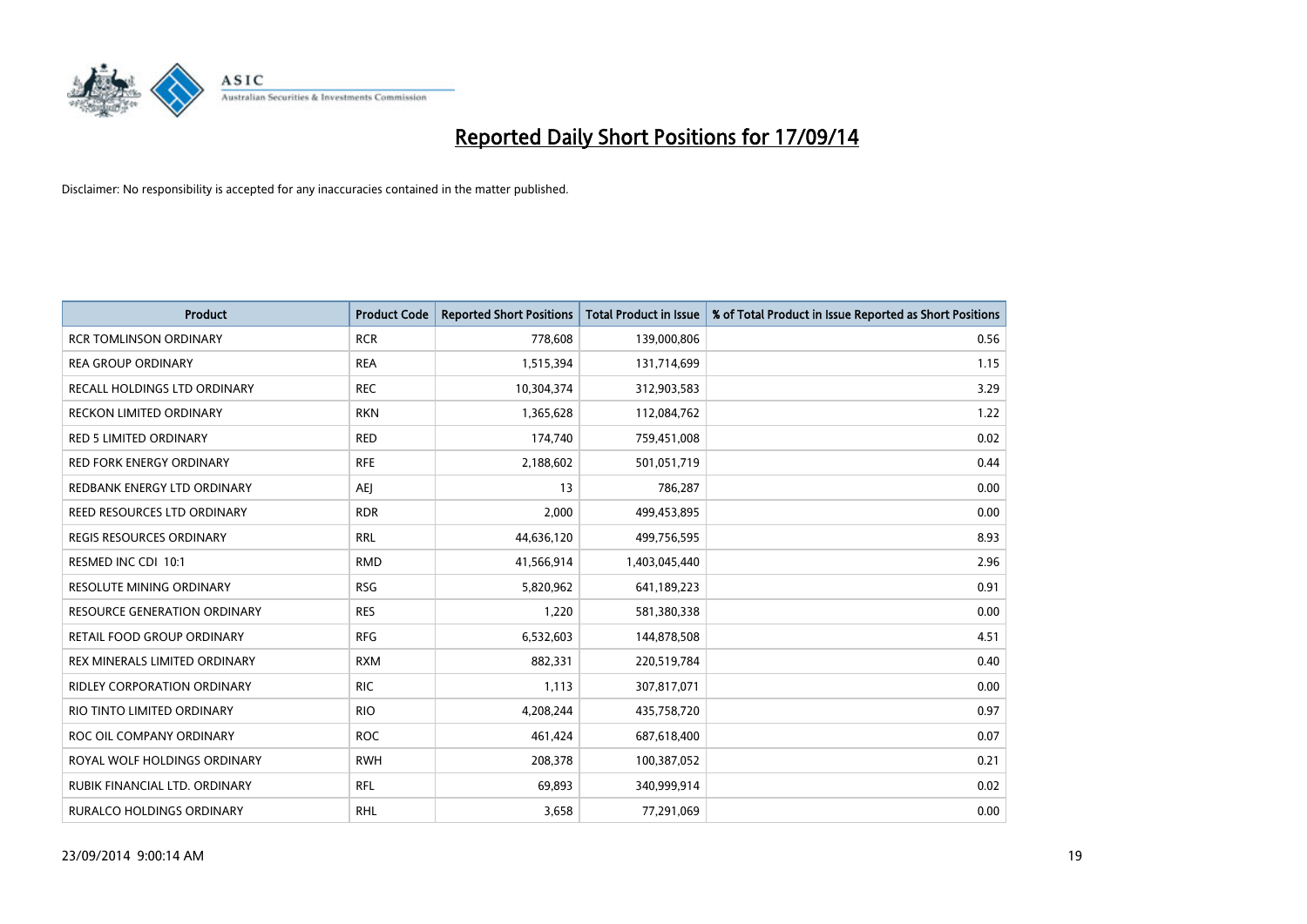# Reported Daily Short Positions for 17/09/14

Disclaimer: No responsibility is accepted for any inaccuracies contained in the matter published.

| Product | Product Code | Reported Short Positions | Total Product in Issue | % of Total Product in Issue Reported as Short Positions |
|---|---|---|---|---|
| RCR TOMLINSON ORDINARY | RCR | 778,608 | 139,000,806 | 0.56 |
| REA GROUP ORDINARY | REA | 1,515,394 | 131,714,699 | 1.15 |
| RECALL HOLDINGS LTD ORDINARY | REC | 10,304,374 | 312,903,583 | 3.29 |
| RECKON LIMITED ORDINARY | RKN | 1,365,628 | 112,084,762 | 1.22 |
| RED 5 LIMITED ORDINARY | RED | 174,740 | 759,451,008 | 0.02 |
| RED FORK ENERGY ORDINARY | RFE | 2,188,602 | 501,051,719 | 0.44 |
| REDBANK ENERGY LTD ORDINARY | AEJ | 13 | 786,287 | 0.00 |
| REED RESOURCES LTD ORDINARY | RDR | 2,000 | 499,453,895 | 0.00 |
| REGIS RESOURCES ORDINARY | RRL | 44,636,120 | 499,756,595 | 8.93 |
| RESMED INC CDI 10:1 | RMD | 41,566,914 | 1,403,045,440 | 2.96 |
| RESOLUTE MINING ORDINARY | RSG | 5,820,962 | 641,189,223 | 0.91 |
| RESOURCE GENERATION ORDINARY | RES | 1,220 | 581,380,338 | 0.00 |
| RETAIL FOOD GROUP ORDINARY | RFG | 6,532,603 | 144,878,508 | 4.51 |
| REX MINERALS LIMITED ORDINARY | RXM | 882,331 | 220,519,784 | 0.40 |
| RIDLEY CORPORATION ORDINARY | RIC | 1,113 | 307,817,071 | 0.00 |
| RIO TINTO LIMITED ORDINARY | RIO | 4,208,244 | 435,758,720 | 0.97 |
| ROC OIL COMPANY ORDINARY | ROC | 461,424 | 687,618,400 | 0.07 |
| ROYAL WOLF HOLDINGS ORDINARY | RWH | 208,378 | 100,387,052 | 0.21 |
| RUBIK FINANCIAL LTD. ORDINARY | RFL | 69,893 | 340,999,914 | 0.02 |
| RURALCO HOLDINGS ORDINARY | RHL | 3,658 | 77,291,069 | 0.00 |

23/09/2014 9:00:14 AM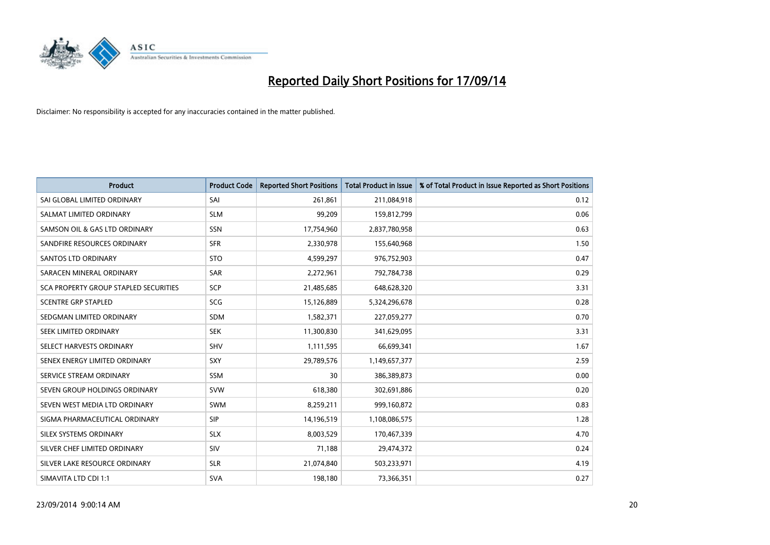# Reported Daily Short Positions for 17/09/14

Disclaimer: No responsibility is accepted for any inaccuracies contained in the matter published.

| Product | Product Code | Reported Short Positions | Total Product in Issue | % of Total Product in Issue Reported as Short Positions |
|---|---|---|---|---|
| SAI GLOBAL LIMITED ORDINARY | SAI | 261,861 | 211,084,918 | 0.12 |
| SALMAT LIMITED ORDINARY | SLM | 99,209 | 159,812,799 | 0.06 |
| SAMSON OIL & GAS LTD ORDINARY | SSN | 17,754,960 | 2,837,780,958 | 0.63 |
| SANDFIRE RESOURCES ORDINARY | SFR | 2,330,978 | 155,640,968 | 1.50 |
| SANTOS LTD ORDINARY | STO | 4,599,297 | 976,752,903 | 0.47 |
| SARACEN MINERAL ORDINARY | SAR | 2,272,961 | 792,784,738 | 0.29 |
| SCA PROPERTY GROUP STAPLED SECURITIES | SCP | 21,485,685 | 648,628,320 | 3.31 |
| SCENTRE GRP STAPLED | SCG | 15,126,889 | 5,324,296,678 | 0.28 |
| SEDGMAN LIMITED ORDINARY | SDM | 1,582,371 | 227,059,277 | 0.70 |
| SEEK LIMITED ORDINARY | SEK | 11,300,830 | 341,629,095 | 3.31 |
| SELECT HARVESTS ORDINARY | SHV | 1,111,595 | 66,699,341 | 1.67 |
| SENEX ENERGY LIMITED ORDINARY | SXY | 29,789,576 | 1,149,657,377 | 2.59 |
| SERVICE STREAM ORDINARY | SSM | 30 | 386,389,873 | 0.00 |
| SEVEN GROUP HOLDINGS ORDINARY | SVW | 618,380 | 302,691,886 | 0.20 |
| SEVEN WEST MEDIA LTD ORDINARY | SWM | 8,259,211 | 999,160,872 | 0.83 |
| SIGMA PHARMACEUTICAL ORDINARY | SIP | 14,196,519 | 1,108,086,575 | 1.28 |
| SILEX SYSTEMS ORDINARY | SLX | 8,003,529 | 170,467,339 | 4.70 |
| SILVER CHEF LIMITED ORDINARY | SIV | 71,188 | 29,474,372 | 0.24 |
| SILVER LAKE RESOURCE ORDINARY | SLR | 21,074,840 | 503,233,971 | 4.19 |
| SIMAVITA LTD CDI 1:1 | SVA | 198,180 | 73,366,351 | 0.27 |

23/09/2014 9:00:14 AM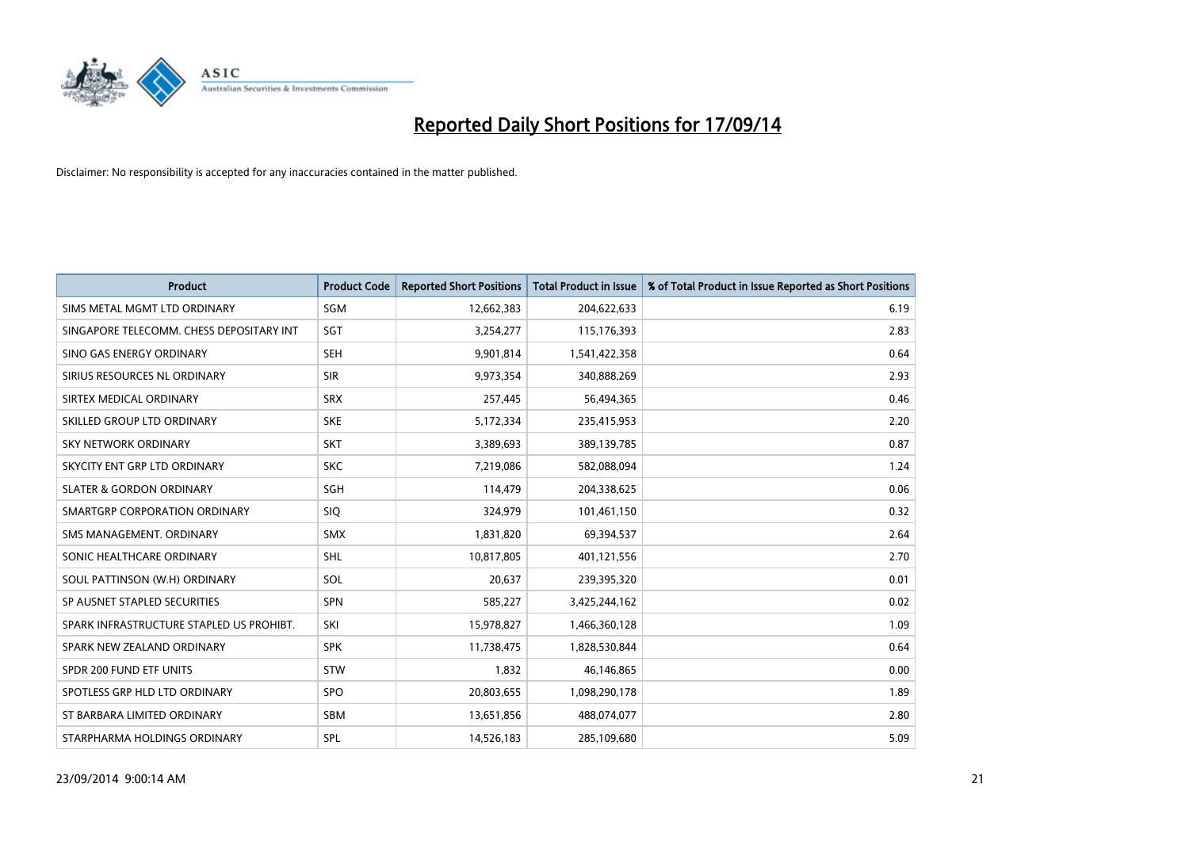# Reported Daily Short Positions for 17/09/14

Disclaimer: No responsibility is accepted for any inaccuracies contained in the matter published.

| Product | Product Code | Reported Short Positions | Total Product in Issue | % of Total Product in Issue Reported as Short Positions |
|---|---|---|---|---|
| SIMS METAL MGMT LTD ORDINARY | SGM | 12,662,383 | 204,622,633 | 6.19 |
| SINGAPORE TELECOMM. CHESS DEPOSITARY INT | SGT | 3,254,277 | 115,176,393 | 2.83 |
| SINO GAS ENERGY ORDINARY | SEH | 9,901,814 | 1,541,422,358 | 0.64 |
| SIRIUS RESOURCES NL ORDINARY | SIR | 9,973,354 | 340,888,269 | 2.93 |
| SIRTEX MEDICAL ORDINARY | SRX | 257,445 | 56,494,365 | 0.46 |
| SKILLED GROUP LTD ORDINARY | SKE | 5,172,334 | 235,415,953 | 2.20 |
| SKY NETWORK ORDINARY | SKT | 3,389,693 | 389,139,785 | 0.87 |
| SKYCITY ENT GRP LTD ORDINARY | SKC | 7,219,086 | 582,088,094 | 1.24 |
| SLATER & GORDON ORDINARY | SGH | 114,479 | 204,338,625 | 0.06 |
| SMARTGRP CORPORATION ORDINARY | SIQ | 324,979 | 101,461,150 | 0.32 |
| SMS MANAGEMENT. ORDINARY | SMX | 1,831,820 | 69,394,537 | 2.64 |
| SONIC HEALTHCARE ORDINARY | SHL | 10,817,805 | 401,121,556 | 2.70 |
| SOUL PATTINSON (W.H) ORDINARY | SOL | 20,637 | 239,395,320 | 0.01 |
| SP AUSNET STAPLED SECURITIES | SPN | 585,227 | 3,425,244,162 | 0.02 |
| SPARK INFRASTRUCTURE STAPLED US PROHIBT. | SKI | 15,978,827 | 1,466,360,128 | 1.09 |
| SPARK NEW ZEALAND ORDINARY | SPK | 11,738,475 | 1,828,530,844 | 0.64 |
| SPDR 200 FUND ETF UNITS | STW | 1,832 | 46,146,865 | 0.00 |
| SPOTLESS GRP HLD LTD ORDINARY | SPO | 20,803,655 | 1,098,290,178 | 1.89 |
| ST BARBARA LIMITED ORDINARY | SBM | 13,651,856 | 488,074,077 | 2.80 |
| STARPHARMA HOLDINGS ORDINARY | SPL | 14,526,183 | 285,109,680 | 5.09 |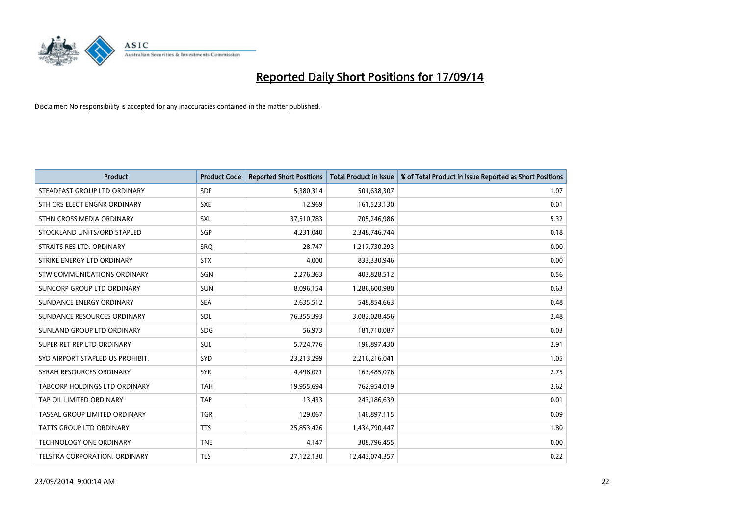# Reported Daily Short Positions for 17/09/14

Disclaimer: No responsibility is accepted for any inaccuracies contained in the matter published.

| Product | Product Code | Reported Short Positions | Total Product in Issue | % of Total Product in Issue Reported as Short Positions |
|---|---|---|---|---|
| STEADFAST GROUP LTD ORDINARY | SDF | 5,380,314 | 501,638,307 | 1.07 |
| STH CRS ELECT ENGNR ORDINARY | SXE | 12,969 | 161,523,130 | 0.01 |
| STHN CROSS MEDIA ORDINARY | SXL | 37,510,783 | 705,246,986 | 5.32 |
| STOCKLAND UNITS/ORD STAPLED | SGP | 4,231,040 | 2,348,746,744 | 0.18 |
| STRAITS RES LTD. ORDINARY | SRQ | 28,747 | 1,217,730,293 | 0.00 |
| STRIKE ENERGY LTD ORDINARY | STX | 4,000 | 833,330,946 | 0.00 |
| STW COMMUNICATIONS ORDINARY | SGN | 2,276,363 | 403,828,512 | 0.56 |
| SUNCORP GROUP LTD ORDINARY | SUN | 8,096,154 | 1,286,600,980 | 0.63 |
| SUNDANCE ENERGY ORDINARY | SEA | 2,635,512 | 548,854,663 | 0.48 |
| SUNDANCE RESOURCES ORDINARY | SDL | 76,355,393 | 3,082,028,456 | 2.48 |
| SUNLAND GROUP LTD ORDINARY | SDG | 56,973 | 181,710,087 | 0.03 |
| SUPER RET REP LTD ORDINARY | SUL | 5,724,776 | 196,897,430 | 2.91 |
| SYD AIRPORT STAPLED US PROHIBIT. | SYD | 23,213,299 | 2,216,216,041 | 1.05 |
| SYRAH RESOURCES ORDINARY | SYR | 4,498,071 | 163,485,076 | 2.75 |
| TABCORP HOLDINGS LTD ORDINARY | TAH | 19,955,694 | 762,954,019 | 2.62 |
| TAP OIL LIMITED ORDINARY | TAP | 13,433 | 243,186,639 | 0.01 |
| TASSAL GROUP LIMITED ORDINARY | TGR | 129,067 | 146,897,115 | 0.09 |
| TATTS GROUP LTD ORDINARY | TTS | 25,853,426 | 1,434,790,447 | 1.80 |
| TECHNOLOGY ONE ORDINARY | TNE | 4,147 | 308,796,455 | 0.00 |
| TELSTRA CORPORATION. ORDINARY | TLS | 27,122,130 | 12,443,074,357 | 0.22 |

23/09/2014 9:00:14 AM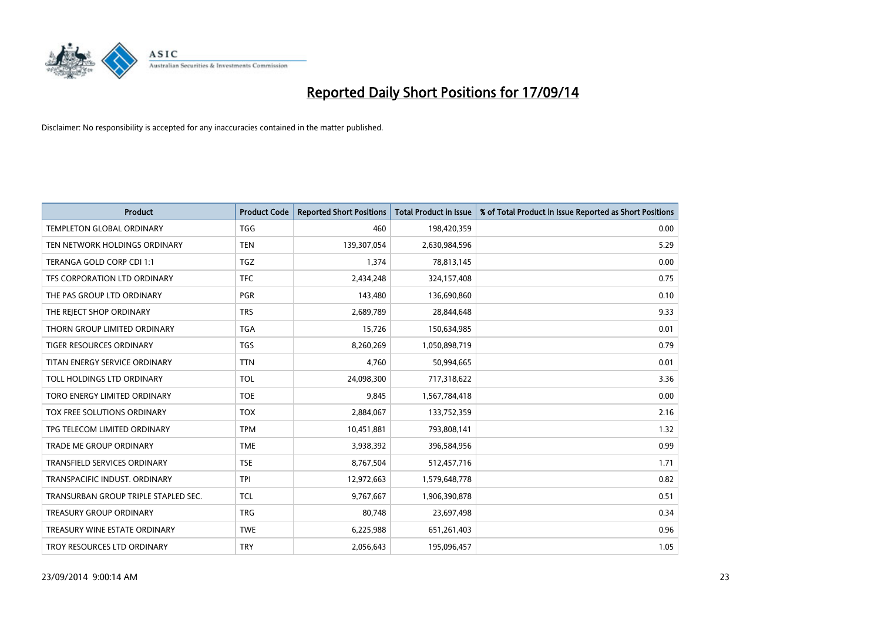# Reported Daily Short Positions for 17/09/14

Disclaimer: No responsibility is accepted for any inaccuracies contained in the matter published.

| Product | Product Code | Reported Short Positions | Total Product in Issue | % of Total Product in Issue Reported as Short Positions |
|---|---|---|---|---|
| TEMPLETON GLOBAL ORDINARY | TGG | 460 | 198,420,359 | 0.00 |
| TEN NETWORK HOLDINGS ORDINARY | TEN | 139,307,054 | 2,630,984,596 | 5.29 |
| TERANGA GOLD CORP CDI 1:1 | TGZ | 1,374 | 78,813,145 | 0.00 |
| TFS CORPORATION LTD ORDINARY | TFC | 2,434,248 | 324,157,408 | 0.75 |
| THE PAS GROUP LTD ORDINARY | PGR | 143,480 | 136,690,860 | 0.10 |
| THE REJECT SHOP ORDINARY | TRS | 2,689,789 | 28,844,648 | 9.33 |
| THORN GROUP LIMITED ORDINARY | TGA | 15,726 | 150,634,985 | 0.01 |
| TIGER RESOURCES ORDINARY | TGS | 8,260,269 | 1,050,898,719 | 0.79 |
| TITAN ENERGY SERVICE ORDINARY | TTN | 4,760 | 50,994,665 | 0.01 |
| TOLL HOLDINGS LTD ORDINARY | TOL | 24,098,300 | 717,318,622 | 3.36 |
| TORO ENERGY LIMITED ORDINARY | TOE | 9,845 | 1,567,784,418 | 0.00 |
| TOX FREE SOLUTIONS ORDINARY | TOX | 2,884,067 | 133,752,359 | 2.16 |
| TPG TELECOM LIMITED ORDINARY | TPM | 10,451,881 | 793,808,141 | 1.32 |
| TRADE ME GROUP ORDINARY | TME | 3,938,392 | 396,584,956 | 0.99 |
| TRANSFIELD SERVICES ORDINARY | TSE | 8,767,504 | 512,457,716 | 1.71 |
| TRANSPACIFIC INDUST. ORDINARY | TPI | 12,972,663 | 1,579,648,778 | 0.82 |
| TRANSURBAN GROUP TRIPLE STAPLED SEC. | TCL | 9,767,667 | 1,906,390,878 | 0.51 |
| TREASURY GROUP ORDINARY | TRG | 80,748 | 23,697,498 | 0.34 |
| TREASURY WINE ESTATE ORDINARY | TWE | 6,225,988 | 651,261,403 | 0.96 |
| TROY RESOURCES LTD ORDINARY | TRY | 2,056,643 | 195,096,457 | 1.05 |

23/09/2014 9:00:14 AM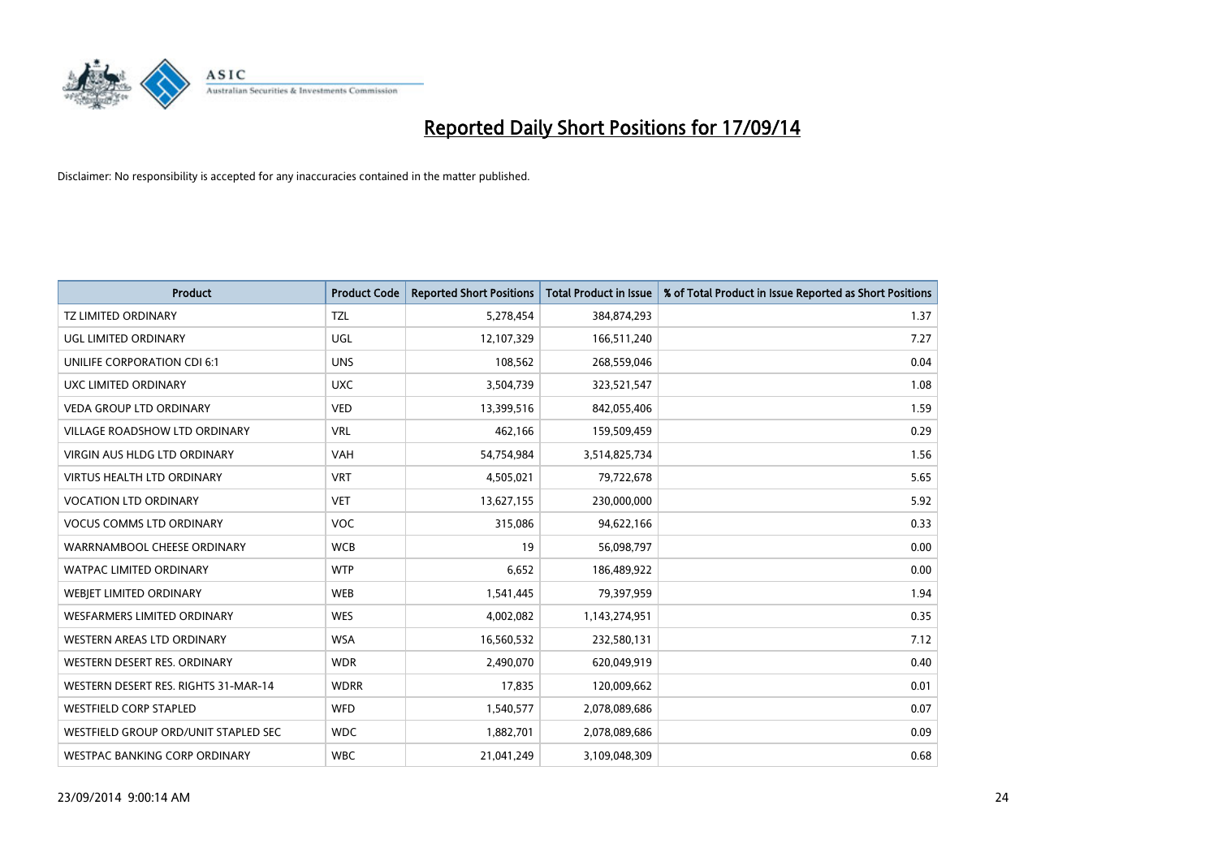# Reported Daily Short Positions for 17/09/14

Disclaimer: No responsibility is accepted for any inaccuracies contained in the matter published.

| Product | Product Code | Reported Short Positions | Total Product in Issue | % of Total Product in Issue Reported as Short Positions |
|---|---|---|---|---|
| TZ LIMITED ORDINARY | TZL | 5,278,454 | 384,874,293 | 1.37 |
| UGL LIMITED ORDINARY | UGL | 12,107,329 | 166,511,240 | 7.27 |
| UNILIFE CORPORATION CDI 6:1 | UNS | 108,562 | 268,559,046 | 0.04 |
| UXC LIMITED ORDINARY | UXC | 3,504,739 | 323,521,547 | 1.08 |
| VEDA GROUP LTD ORDINARY | VED | 13,399,516 | 842,055,406 | 1.59 |
| VILLAGE ROADSHOW LTD ORDINARY | VRL | 462,166 | 159,509,459 | 0.29 |
| VIRGIN AUS HLDG LTD ORDINARY | VAH | 54,754,984 | 3,514,825,734 | 1.56 |
| VIRTUS HEALTH LTD ORDINARY | VRT | 4,505,021 | 79,722,678 | 5.65 |
| VOCATION LTD ORDINARY | VET | 13,627,155 | 230,000,000 | 5.92 |
| VOCUS COMMS LTD ORDINARY | VOC | 315,086 | 94,622,166 | 0.33 |
| WARRNAMBOOL CHEESE ORDINARY | WCB | 19 | 56,098,797 | 0.00 |
| WATPAC LIMITED ORDINARY | WTP | 6,652 | 186,489,922 | 0.00 |
| WEBJET LIMITED ORDINARY | WEB | 1,541,445 | 79,397,959 | 1.94 |
| WESFARMERS LIMITED ORDINARY | WES | 4,002,082 | 1,143,274,951 | 0.35 |
| WESTERN AREAS LTD ORDINARY | WSA | 16,560,532 | 232,580,131 | 7.12 |
| WESTERN DESERT RES. ORDINARY | WDR | 2,490,070 | 620,049,919 | 0.40 |
| WESTERN DESERT RES. RIGHTS 31-MAR-14 | WDRR | 17,835 | 120,009,662 | 0.01 |
| WESTFIELD CORP STAPLED | WFD | 1,540,577 | 2,078,089,686 | 0.07 |
| WESTFIELD GROUP ORD/UNIT STAPLED SEC | WDC | 1,882,701 | 2,078,089,686 | 0.09 |
| WESTPAC BANKING CORP ORDINARY | WBC | 21,041,249 | 3,109,048,309 | 0.68 |

23/09/2014 9:00:14 AM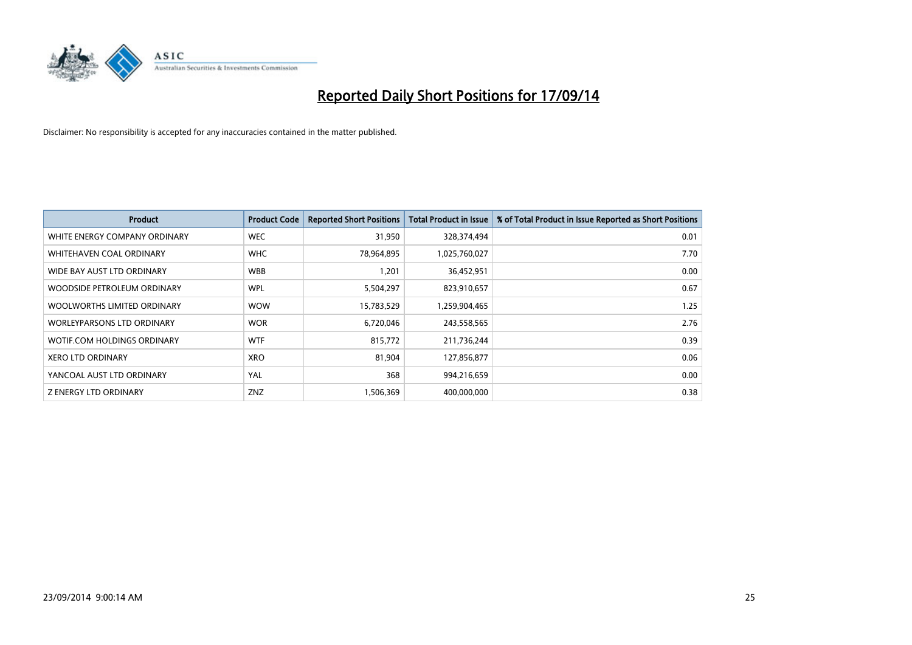# Reported Daily Short Positions for 17/09/14

Disclaimer: No responsibility is accepted for any inaccuracies contained in the matter published.

| Product | Product Code | Reported Short Positions | Total Product in Issue | % of Total Product in Issue Reported as Short Positions |
|---|---|---|---|---|
| WHITE ENERGY COMPANY ORDINARY | WEC | 31,950 | 328,374,494 | 0.01 |
| WHITEHAVEN COAL ORDINARY | WHC | 78,964,895 | 1,025,760,027 | 7.70 |
| WIDE BAY AUST LTD ORDINARY | WBB | 1,201 | 36,452,951 | 0.00 |
| WOODSIDE PETROLEUM ORDINARY | WPL | 5,504,297 | 823,910,657 | 0.67 |
| WOOLWORTHS LIMITED ORDINARY | WOW | 15,783,529 | 1,259,904,465 | 1.25 |
| WORLEYPARSONS LTD ORDINARY | WOR | 6,720,046 | 243,558,565 | 2.76 |
| WOTIF.COM HOLDINGS ORDINARY | WTF | 815,772 | 211,736,244 | 0.39 |
| XERO LTD ORDINARY | XRO | 81,904 | 127,856,877 | 0.06 |
| YANCOAL AUST LTD ORDINARY | YAL | 368 | 994,216,659 | 0.00 |
| Z ENERGY LTD ORDINARY | ZNZ | 1,506,369 | 400,000,000 | 0.38 |

23/09/2014 9:00:14 AM